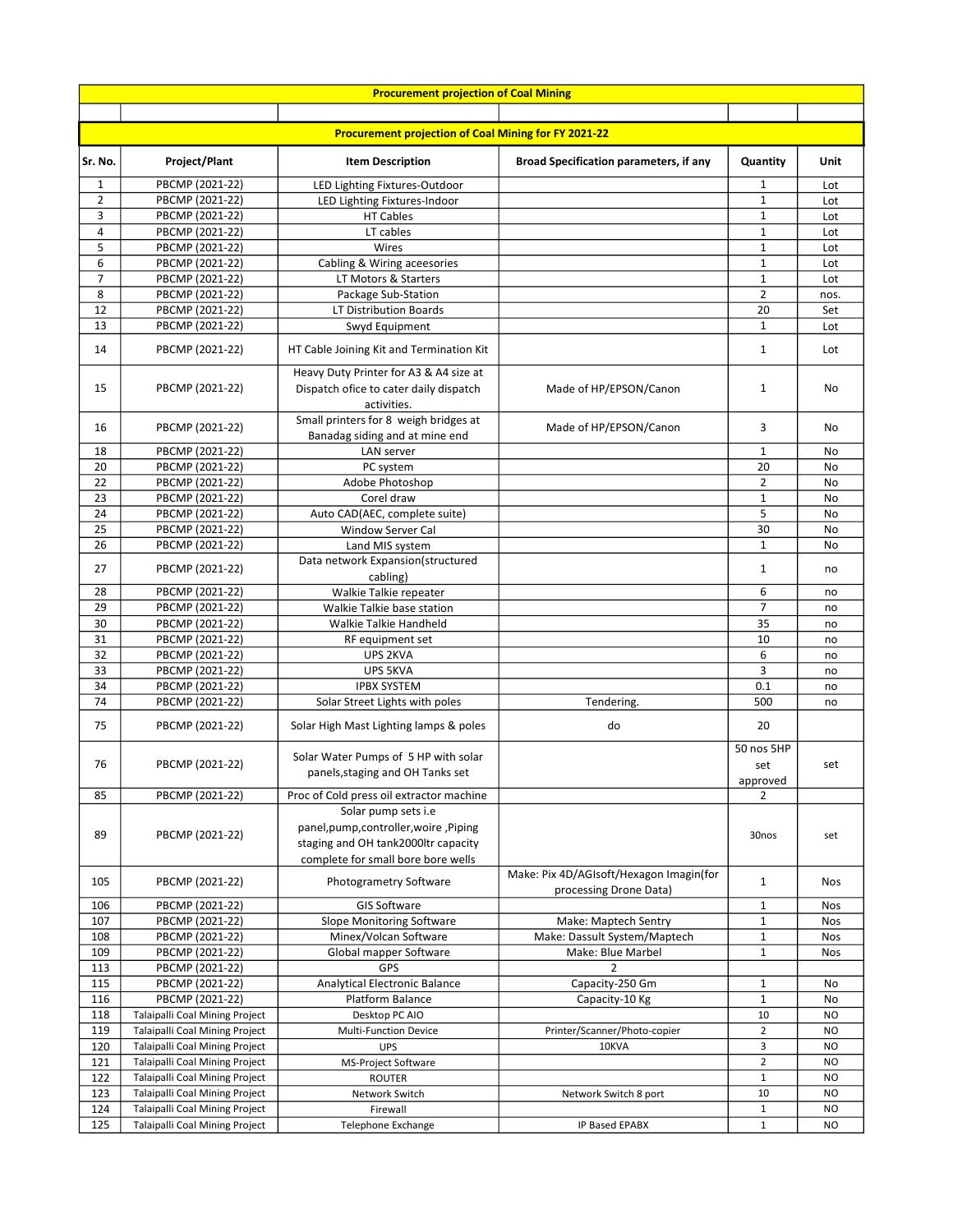| Procurement projection of Coal Mining | | | | | |
|---|---|---|---|---|---|
| | | | | | |
| **Procurement projection of Coal Mining for FY 2021-22** | | | | | |
| **Sr. No.** | **Project/Plant** | **Item Description** | **Broad Specification parameters, if any** | **Quantity** | **Unit** |
| 1 | PBCMP (2021-22) | LED Lighting Fixtures-Outdoor | | 1 | Lot |
| 2 | PBCMP (2021-22) | LED Lighting Fixtures-Indoor | | 1 | Lot |
| 3 | PBCMP (2021-22) | HT Cables | | 1 | Lot |
| 4 | PBCMP (2021-22) | LT cables | | 1 | Lot |
| 5 | PBCMP (2021-22) | Wires | | 1 | Lot |
| 6 | PBCMP (2021-22) | Cabling & Wiring aceesories | | 1 | Lot |
| 7 | PBCMP (2021-22) | LT Motors & Starters | | 1 | Lot |
| 8 | PBCMP (2021-22) | Package Sub-Station | | 2 | nos. |
| 12 | PBCMP (2021-22) | LT Distribution Boards | | 20 | Set |
| 13 | PBCMP (2021-22) | Swyd Equipment | | 1 | Lot |
| 14 | PBCMP (2021-22) | HT Cable Joining Kit and Termination Kit | | 1 | Lot |
| 15 | PBCMP (2021-22) | Heavy Duty Printer for A3 & A4 size at Dispatch ofice to cater daily dispatch activities. | Made of HP/EPSON/Canon | 1 | No |
| 16 | PBCMP (2021-22) | Small printers for 8 weigh bridges at Banadag siding and at mine end | Made of HP/EPSON/Canon | 3 | No |
| 18 | PBCMP (2021-22) | LAN server | | 1 | No |
| 20 | PBCMP (2021-22) | PC system | | 20 | No |
| 22 | PBCMP (2021-22) | Adobe Photoshop | | 2 | No |
| 23 | PBCMP (2021-22) | Corel draw | | 1 | No |
| 24 | PBCMP (2021-22) | Auto CAD(AEC, complete suite) | | 5 | No |
| 25 | PBCMP (2021-22) | Window Server Cal | | 30 | No |
| 26 | PBCMP (2021-22) | Land MIS system | | 1 | No |
| 27 | PBCMP (2021-22) | Data network Expansion(structured cabling) | | 1 | no |
| 28 | PBCMP (2021-22) | Walkie Talkie repeater | | 6 | no |
| 29 | PBCMP (2021-22) | Walkie Talkie base station | | 7 | no |
| 30 | PBCMP (2021-22) | Walkie Talkie Handheld | | 35 | no |
| 31 | PBCMP (2021-22) | RF equipment set | | 10 | no |
| 32 | PBCMP (2021-22) | UPS 2KVA | | 6 | no |
| 33 | PBCMP (2021-22) | UPS 5KVA | | 3 | no |
| 34 | PBCMP (2021-22) | IPBX SYSTEM | | 0.1 | no |
| 74 | PBCMP (2021-22) | Solar Street Lights with poles | Tendering. | 500 | no |
| 75 | PBCMP (2021-22) | Solar High Mast Lighting lamps & poles | do | 20 | |
| 76 | PBCMP (2021-22) | Solar Water Pumps of 5 HP with solar panels,staging and OH Tanks set | | 50 nos 5HP set approved | set |
| 85 | PBCMP (2021-22) | Proc of Cold press oil extractor machine | | 2 | |
| 89 | PBCMP (2021-22) | Solar pump sets i.e panel,pump,controller,woire ,Piping staging and OH tank2000ltr capacity complete for small bore bore wells | | 30nos | set |
| 105 | PBCMP (2021-22) | Photogrametry Software | Make: Pix 4D/AGIsoft/Hexagon Imagin(for processing Drone Data) | 1 | Nos |
| 106 | PBCMP (2021-22) | GIS Software | | 1 | Nos |
| 107 | PBCMP (2021-22) | Slope Monitoring Software | Make: Maptech Sentry | 1 | Nos |
| 108 | PBCMP (2021-22) | Minex/Volcan Software | Make: Dassult System/Maptech | 1 | Nos |
| 109 | PBCMP (2021-22) | Global mapper Software | Make: Blue Marbel | 1 | Nos |
| 113 | PBCMP (2021-22) | GPS | 2 | | |
| 115 | PBCMP (2021-22) | Analytical Electronic Balance | Capacity-250 Gm | 1 | No |
| 116 | PBCMP (2021-22) | Platform Balance | Capacity-10 Kg | 1 | No |
| 118 | Talaipalli Coal Mining Project | Desktop PC AIO | | 10 | NO |
| 119 | Talaipalli Coal Mining Project | Multi-Function Device | Printer/Scanner/Photo-copier | 2 | NO |
| 120 | Talaipalli Coal Mining Project | UPS | 10KVA | 3 | NO |
| 121 | Talaipalli Coal Mining Project | MS-Project Software | | 2 | NO |
| 122 | Talaipalli Coal Mining Project | ROUTER | | 1 | NO |
| 123 | Talaipalli Coal Mining Project | Network Switch | Network Switch 8 port | 10 | NO |
| 124 | Talaipalli Coal Mining Project | Firewall | | 1 | NO |
| 125 | Talaipalli Coal Mining Project | Telephone Exchange | IP Based EPABX | 1 | NO |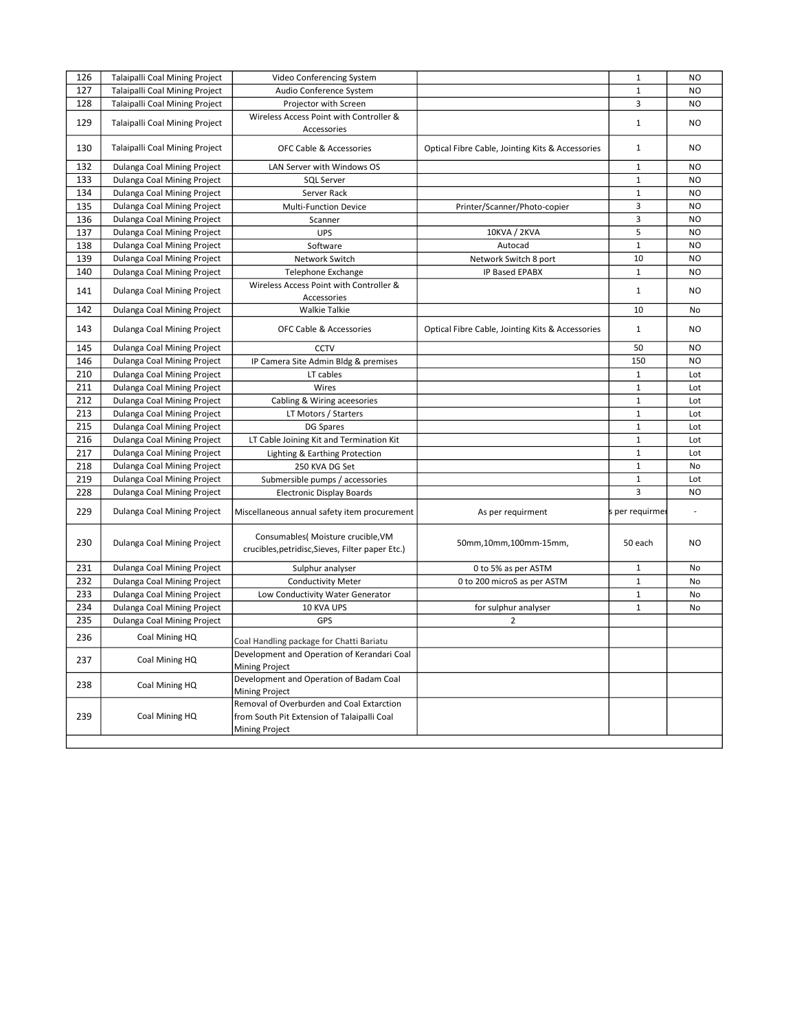| 126 | Talaipalli Coal Mining Project | Video Conferencing System | | 1 | NO |
|---|---|---|---|---|---|
| 127 | Talaipalli Coal Mining Project | Audio Conference System | | 1 | NO |
| 128 | Talaipalli Coal Mining Project | Projector with Screen | | 3 | NO |
| 129 | Talaipalli Coal Mining Project | Wireless Access Point with Controller & Accessories | | 1 | NO |
| 130 | Talaipalli Coal Mining Project | OFC Cable & Accessories | Optical Fibre Cable, Jointing Kits & Accessories | 1 | NO |
| 132 | Dulanga Coal Mining Project | LAN Server with Windows OS | | 1 | NO |
| 133 | Dulanga Coal Mining Project | SQL Server | | 1 | NO |
| 134 | Dulanga Coal Mining Project | Server Rack | | 1 | NO |
| 135 | Dulanga Coal Mining Project | Multi-Function Device | Printer/Scanner/Photo-copier | 3 | NO |
| 136 | Dulanga Coal Mining Project | Scanner | | 3 | NO |
| 137 | Dulanga Coal Mining Project | UPS | 10KVA / 2KVA | 5 | NO |
| 138 | Dulanga Coal Mining Project | Software | Autocad | 1 | NO |
| 139 | Dulanga Coal Mining Project | Network Switch | Network Switch 8 port | 10 | NO |
| 140 | Dulanga Coal Mining Project | Telephone Exchange | IP Based EPABX | 1 | NO |
| 141 | Dulanga Coal Mining Project | Wireless Access Point with Controller & Accessories | | 1 | NO |
| 142 | Dulanga Coal Mining Project | Walkie Talkie | | 10 | No |
| 143 | Dulanga Coal Mining Project | OFC Cable & Accessories | Optical Fibre Cable, Jointing Kits & Accessories | 1 | NO |
| 145 | Dulanga Coal Mining Project | CCTV | | 50 | NO |
| 146 | Dulanga Coal Mining Project | IP Camera Site Admin Bldg & premises | | 150 | NO |
| 210 | Dulanga Coal Mining Project | LT cables | | 1 | Lot |
| 211 | Dulanga Coal Mining Project | Wires | | 1 | Lot |
| 212 | Dulanga Coal Mining Project | Cabling & Wiring aceesories | | 1 | Lot |
| 213 | Dulanga Coal Mining Project | LT Motors / Starters | | 1 | Lot |
| 215 | Dulanga Coal Mining Project | DG Spares | | 1 | Lot |
| 216 | Dulanga Coal Mining Project | LT Cable Joining Kit and Termination Kit | | 1 | Lot |
| 217 | Dulanga Coal Mining Project | Lighting & Earthing Protection | | 1 | Lot |
| 218 | Dulanga Coal Mining Project | 250 KVA DG Set | | 1 | No |
| 219 | Dulanga Coal Mining Project | Submersible pumps / accessories | | 1 | Lot |
| 228 | Dulanga Coal Mining Project | Electronic Display Boards | | 3 | NO |
| 229 | Dulanga Coal Mining Project | Miscellaneous annual safety item procurement | As per requirment | s per requirme | - |
| 230 | Dulanga Coal Mining Project | Consumables( Moisture crucible,VM crucibles,petridisc,Sieves, Filter paper Etc.) | 50mm,10mm,100mm-15mm, | 50 each | NO |
| 231 | Dulanga Coal Mining Project | Sulphur analyser | 0 to 5% as per ASTM | 1 | No |
| 232 | Dulanga Coal Mining Project | Conductivity Meter | 0 to 200 microS as per ASTM | 1 | No |
| 233 | Dulanga Coal Mining Project | Low Conductivity Water Generator | | 1 | No |
| 234 | Dulanga Coal Mining Project | 10 KVA UPS | for sulphur analyser | 1 | No |
| 235 | Dulanga Coal Mining Project | GPS | 2 | | |
| 236 | Coal Mining HQ | Coal Handling package for Chatti Bariatu | | | |
| 237 | Coal Mining HQ | Development and Operation of Kerandari Coal Mining Project | | | |
| 238 | Coal Mining HQ | Development and Operation of Badam Coal Mining Project | | | |
| 239 | Coal Mining HQ | Removal of Overburden and Coal Extarction from South Pit Extension of Talaipalli Coal Mining Project | | | |
| | | | | | |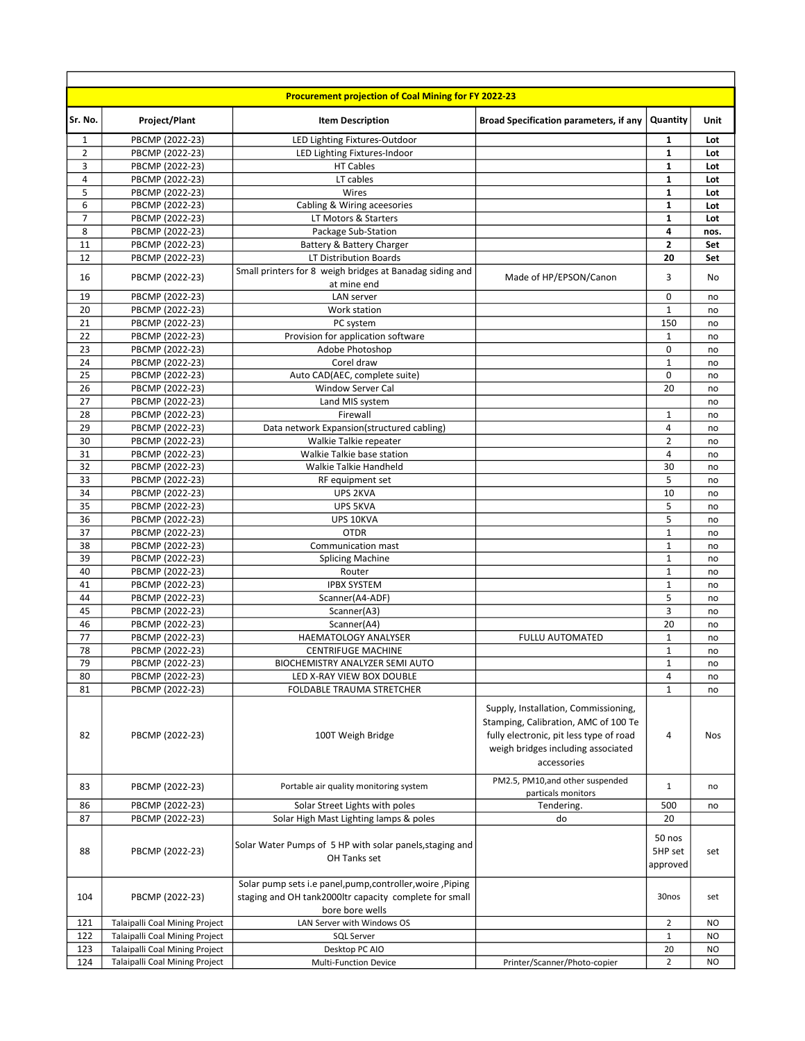| Procurement projection of Coal Mining for FY 2022-23 | | | | | |
|---|---|---|---|---|---|
| **Sr. No.** | **Project/Plant** | **Item Description** | **Broad Specification parameters, if any** | **Quantity** | **Unit** |
| 1 | PBCMP (2022-23) | LED Lighting Fixtures-Outdoor | | **1** | **Lot** |
| 2 | PBCMP (2022-23) | LED Lighting Fixtures-Indoor | | **1** | **Lot** |
| 3 | PBCMP (2022-23) | HT Cables | | **1** | **Lot** |
| 4 | PBCMP (2022-23) | LT cables | | **1** | **Lot** |
| 5 | PBCMP (2022-23) | Wires | | **1** | **Lot** |
| 6 | PBCMP (2022-23) | Cabling & Wiring aceesories | | **1** | **Lot** |
| 7 | PBCMP (2022-23) | LT Motors & Starters | | **1** | **Lot** |
| 8 | PBCMP (2022-23) | Package Sub-Station | | **4** | **nos.** |
| 11 | PBCMP (2022-23) | Battery & Battery Charger | | **2** | **Set** |
| 12 | PBCMP (2022-23) | LT Distribution Boards | | **20** | **Set** |
| 16 | PBCMP (2022-23) | Small printers for 8 weigh bridges at Banadag siding and at mine end | Made of HP/EPSON/Canon | 3 | No |
| 19 | PBCMP (2022-23) | LAN server | | 0 | no |
| 20 | PBCMP (2022-23) | Work station | | 1 | no |
| 21 | PBCMP (2022-23) | PC system | | 150 | no |
| 22 | PBCMP (2022-23) | Provision for application software | | 1 | no |
| 23 | PBCMP (2022-23) | Adobe Photoshop | | 0 | no |
| 24 | PBCMP (2022-23) | Corel draw | | 1 | no |
| 25 | PBCMP (2022-23) | Auto CAD(AEC, complete suite) | | 0 | no |
| 26 | PBCMP (2022-23) | Window Server Cal | | 20 | no |
| 27 | PBCMP (2022-23) | Land MIS system | | | no |
| 28 | PBCMP (2022-23) | Firewall | | 1 | no |
| 29 | PBCMP (2022-23) | Data network Expansion(structured cabling) | | 4 | no |
| 30 | PBCMP (2022-23) | Walkie Talkie repeater | | 2 | no |
| 31 | PBCMP (2022-23) | Walkie Talkie base station | | 4 | no |
| 32 | PBCMP (2022-23) | Walkie Talkie Handheld | | 30 | no |
| 33 | PBCMP (2022-23) | RF equipment set | | 5 | no |
| 34 | PBCMP (2022-23) | UPS 2KVA | | 10 | no |
| 35 | PBCMP (2022-23) | UPS 5KVA | | 5 | no |
| 36 | PBCMP (2022-23) | UPS 10KVA | | 5 | no |
| 37 | PBCMP (2022-23) | OTDR | | 1 | no |
| 38 | PBCMP (2022-23) | Communication mast | | 1 | no |
| 39 | PBCMP (2022-23) | Splicing Machine | | 1 | no |
| 40 | PBCMP (2022-23) | Router | | 1 | no |
| 41 | PBCMP (2022-23) | IPBX SYSTEM | | 1 | no |
| 44 | PBCMP (2022-23) | Scanner(A4-ADF) | | 5 | no |
| 45 | PBCMP (2022-23) | Scanner(A3) | | 3 | no |
| 46 | PBCMP (2022-23) | Scanner(A4) | | 20 | no |
| 77 | PBCMP (2022-23) | HAEMATOLOGY ANALYSER | FULLU AUTOMATED | 1 | no |
| 78 | PBCMP (2022-23) | CENTRIFUGE MACHINE | | 1 | no |
| 79 | PBCMP (2022-23) | BIOCHEMISTRY ANALYZER SEMI AUTO | | 1 | no |
| 80 | PBCMP (2022-23) | LED X-RAY VIEW BOX DOUBLE | | 4 | no |
| 81 | PBCMP (2022-23) | FOLDABLE TRAUMA STRETCHER | | 1 | no |
| 82 | PBCMP (2022-23) | 100T Weigh Bridge | Supply, Installation, Commissioning, Stamping, Calibration, AMC of 100 Te fully electronic, pit less type of road weigh bridges including associated accessories | 4 | Nos |
| 83 | PBCMP (2022-23) | Portable air quality monitoring system | PM2.5, PM10,and other suspended particals monitors | 1 | no |
| 86 | PBCMP (2022-23) | Solar Street Lights with poles | Tendering. | 500 | no |
| 87 | PBCMP (2022-23) | Solar High Mast Lighting lamps & poles | do | 20 | |
| 88 | PBCMP (2022-23) | Solar Water Pumps of 5 HP with solar panels,staging and OH Tanks set | | 50 nos 5HP set approved | set |
| 104 | PBCMP (2022-23) | Solar pump sets i.e panel,pump,controller,woire ,Piping staging and OH tank2000ltr capacity complete for small bore bore wells | | 30nos | set |
| 121 | Talaipalli Coal Mining Project | LAN Server with Windows OS | | 2 | NO |
| 122 | Talaipalli Coal Mining Project | SQL Server | | 1 | NO |
| 123 | Talaipalli Coal Mining Project | Desktop PC AIO | | 20 | NO |
| 124 | Talaipalli Coal Mining Project | Multi-Function Device | Printer/Scanner/Photo-copier | 2 | NO |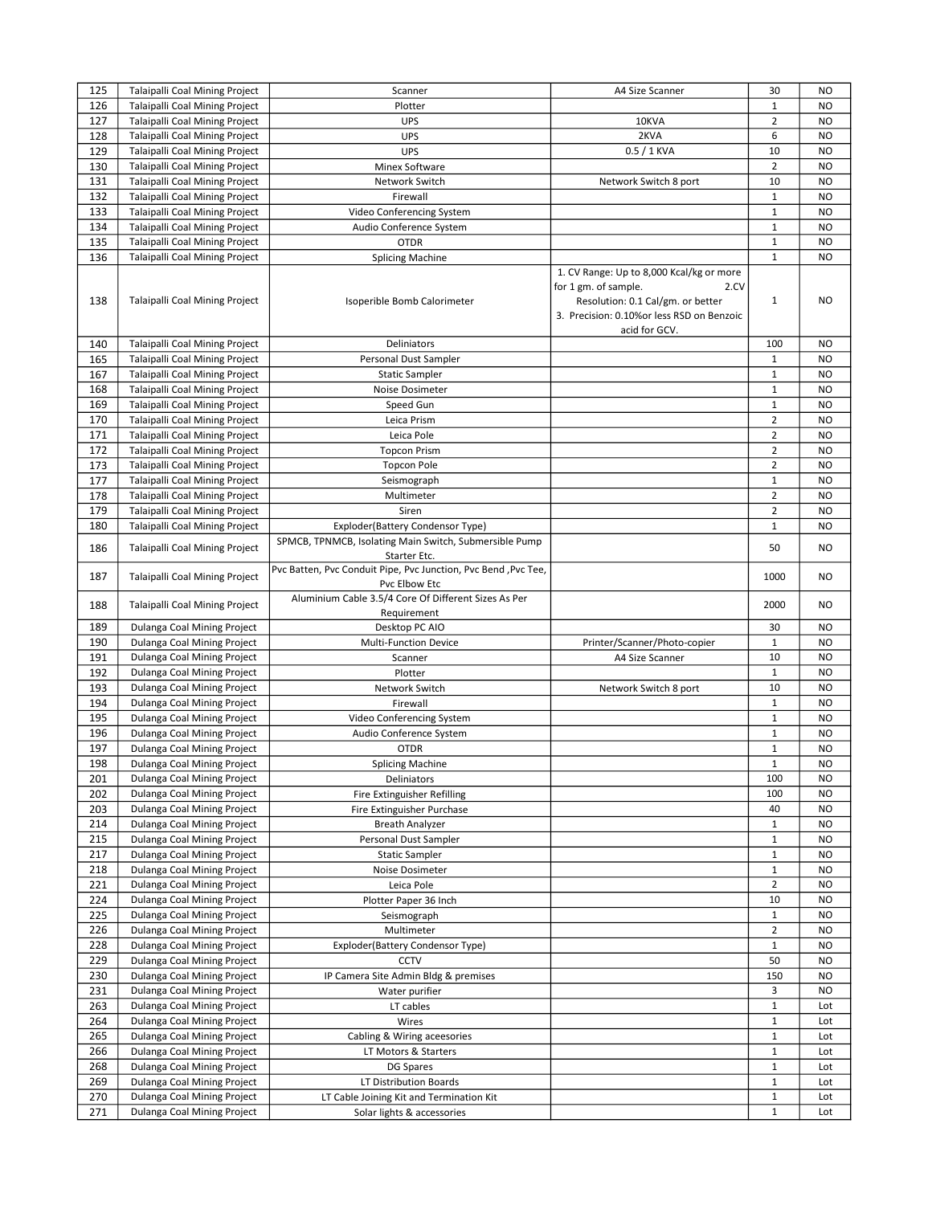| 125 | Talaipalli Coal Mining Project | Scanner | A4 Size Scanner | 30 | NO |
|---|---|---|---|---|---|
| 126 | Talaipalli Coal Mining Project | Plotter | | 1 | NO |
| 127 | Talaipalli Coal Mining Project | UPS | 10KVA | 2 | NO |
| 128 | Talaipalli Coal Mining Project | UPS | 2KVA | 6 | NO |
| 129 | Talaipalli Coal Mining Project | UPS | 0.5 / 1 KVA | 10 | NO |
| 130 | Talaipalli Coal Mining Project | Minex Software | | 2 | NO |
| 131 | Talaipalli Coal Mining Project | Network Switch | Network Switch 8 port | 10 | NO |
| 132 | Talaipalli Coal Mining Project | Firewall | | 1 | NO |
| 133 | Talaipalli Coal Mining Project | Video Conferencing System | | 1 | NO |
| 134 | Talaipalli Coal Mining Project | Audio Conference System | | 1 | NO |
| 135 | Talaipalli Coal Mining Project | OTDR | | 1 | NO |
| 136 | Talaipalli Coal Mining Project | Splicing Machine | | 1 | NO |
| 138 | Talaipalli Coal Mining Project | Isoperible Bomb Calorimeter | 1. CV Range: Up to 8,000 Kcal/kg or more for 1 gm. of sample. 2.CV Resolution: 0.1 Cal/gm. or better 3. Precision: 0.10%or less RSD on Benzoic acid for GCV. | 1 | NO |
| 140 | Talaipalli Coal Mining Project | Deliniators | | 100 | NO |
| 165 | Talaipalli Coal Mining Project | Personal Dust Sampler | | 1 | NO |
| 167 | Talaipalli Coal Mining Project | Static Sampler | | 1 | NO |
| 168 | Talaipalli Coal Mining Project | Noise Dosimeter | | 1 | NO |
| 169 | Talaipalli Coal Mining Project | Speed Gun | | 1 | NO |
| 170 | Talaipalli Coal Mining Project | Leica Prism | | 2 | NO |
| 171 | Talaipalli Coal Mining Project | Leica Pole | | 2 | NO |
| 172 | Talaipalli Coal Mining Project | Topcon Prism | | 2 | NO |
| 173 | Talaipalli Coal Mining Project | Topcon Pole | | 2 | NO |
| 177 | Talaipalli Coal Mining Project | Seismograph | | 1 | NO |
| 178 | Talaipalli Coal Mining Project | Multimeter | | 2 | NO |
| 179 | Talaipalli Coal Mining Project | Siren | | 2 | NO |
| 180 | Talaipalli Coal Mining Project | Exploder(Battery Condensor Type) | | 1 | NO |
| 186 | Talaipalli Coal Mining Project | SPMCB, TPNMCB, Isolating Main Switch, Submersible Pump Starter Etc. | | 50 | NO |
| 187 | Talaipalli Coal Mining Project | Pvc Batten, Pvc Conduit Pipe, Pvc Junction, Pvc Bend ,Pvc Tee, Pvc Elbow Etc | | 1000 | NO |
| 188 | Talaipalli Coal Mining Project | Aluminium Cable 3.5/4 Core Of Different Sizes As Per Requirement | | 2000 | NO |
| 189 | Dulanga Coal Mining Project | Desktop PC AIO | | 30 | NO |
| 190 | Dulanga Coal Mining Project | Multi-Function Device | Printer/Scanner/Photo-copier | 1 | NO |
| 191 | Dulanga Coal Mining Project | Scanner | A4 Size Scanner | 10 | NO |
| 192 | Dulanga Coal Mining Project | Plotter | | 1 | NO |
| 193 | Dulanga Coal Mining Project | Network Switch | Network Switch 8 port | 10 | NO |
| 194 | Dulanga Coal Mining Project | Firewall | | 1 | NO |
| 195 | Dulanga Coal Mining Project | Video Conferencing System | | 1 | NO |
| 196 | Dulanga Coal Mining Project | Audio Conference System | | 1 | NO |
| 197 | Dulanga Coal Mining Project | OTDR | | 1 | NO |
| 198 | Dulanga Coal Mining Project | Splicing Machine | | 1 | NO |
| 201 | Dulanga Coal Mining Project | Deliniators | | 100 | NO |
| 202 | Dulanga Coal Mining Project | Fire Extinguisher Refilling | | 100 | NO |
| 203 | Dulanga Coal Mining Project | Fire Extinguisher Purchase | | 40 | NO |
| 214 | Dulanga Coal Mining Project | Breath Analyzer | | 1 | NO |
| 215 | Dulanga Coal Mining Project | Personal Dust Sampler | | 1 | NO |
| 217 | Dulanga Coal Mining Project | Static Sampler | | 1 | NO |
| 218 | Dulanga Coal Mining Project | Noise Dosimeter | | 1 | NO |
| 221 | Dulanga Coal Mining Project | Leica Pole | | 2 | NO |
| 224 | Dulanga Coal Mining Project | Plotter Paper 36 Inch | | 10 | NO |
| 225 | Dulanga Coal Mining Project | Seismograph | | 1 | NO |
| 226 | Dulanga Coal Mining Project | Multimeter | | 2 | NO |
| 228 | Dulanga Coal Mining Project | Exploder(Battery Condensor Type) | | 1 | NO |
| 229 | Dulanga Coal Mining Project | CCTV | | 50 | NO |
| 230 | Dulanga Coal Mining Project | IP Camera Site Admin Bldg & premises | | 150 | NO |
| 231 | Dulanga Coal Mining Project | Water purifier | | 3 | NO |
| 263 | Dulanga Coal Mining Project | LT cables | | 1 | Lot |
| 264 | Dulanga Coal Mining Project | Wires | | 1 | Lot |
| 265 | Dulanga Coal Mining Project | Cabling & Wiring aceesories | | 1 | Lot |
| 266 | Dulanga Coal Mining Project | LT Motors & Starters | | 1 | Lot |
| 268 | Dulanga Coal Mining Project | DG Spares | | 1 | Lot |
| 269 | Dulanga Coal Mining Project | LT Distribution Boards | | 1 | Lot |
| 270 | Dulanga Coal Mining Project | LT Cable Joining Kit and Termination Kit | | 1 | Lot |
| 271 | Dulanga Coal Mining Project | Solar lights & accessories | | 1 | Lot |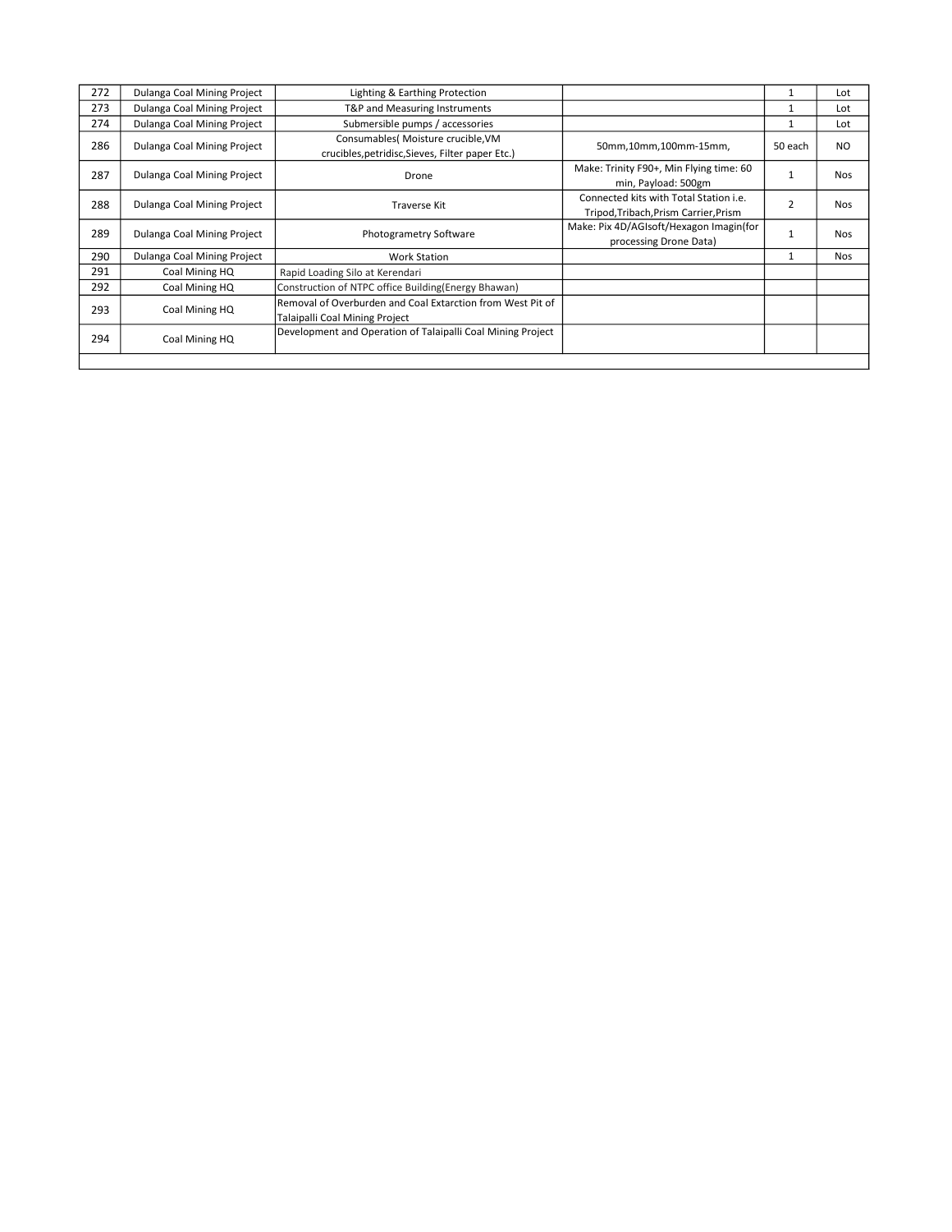| | | | | | |
|---|---|---|---|---|---|
| 272 | Dulanga Coal Mining Project | Lighting & Earthing Protection | | 1 | Lot |
| 273 | Dulanga Coal Mining Project | T&P and Measuring Instruments | | 1 | Lot |
| 274 | Dulanga Coal Mining Project | Submersible pumps / accessories | | 1 | Lot |
| 286 | Dulanga Coal Mining Project | Consumables( Moisture crucible,VM crucibles,petridisc,Sieves, Filter paper Etc.) | 50mm,10mm,100mm-15mm, | 50 each | NO |
| 287 | Dulanga Coal Mining Project | Drone | Make: Trinity F90+, Min Flying time: 60 min, Payload: 500gm | 1 | Nos |
| 288 | Dulanga Coal Mining Project | Traverse Kit | Connected kits with Total Station i.e. Tripod,Tribach,Prism Carrier,Prism | 2 | Nos |
| 289 | Dulanga Coal Mining Project | Photogrametry Software | Make: Pix 4D/AGIsoft/Hexagon Imagin(for processing Drone Data) | 1 | Nos |
| 290 | Dulanga Coal Mining Project | Work Station | | 1 | Nos |
| 291 | Coal Mining HQ | Rapid Loading Silo at Kerendari | | | |
| 292 | Coal Mining HQ | Construction of NTPC office Building(Energy Bhawan) | | | |
| 293 | Coal Mining HQ | Removal of Overburden and Coal Extarction from West Pit of Talaipalli Coal Mining Project | | | |
| 294 | Coal Mining HQ | Development and Operation of Talaipalli Coal Mining Project | | | |
| | | | | | |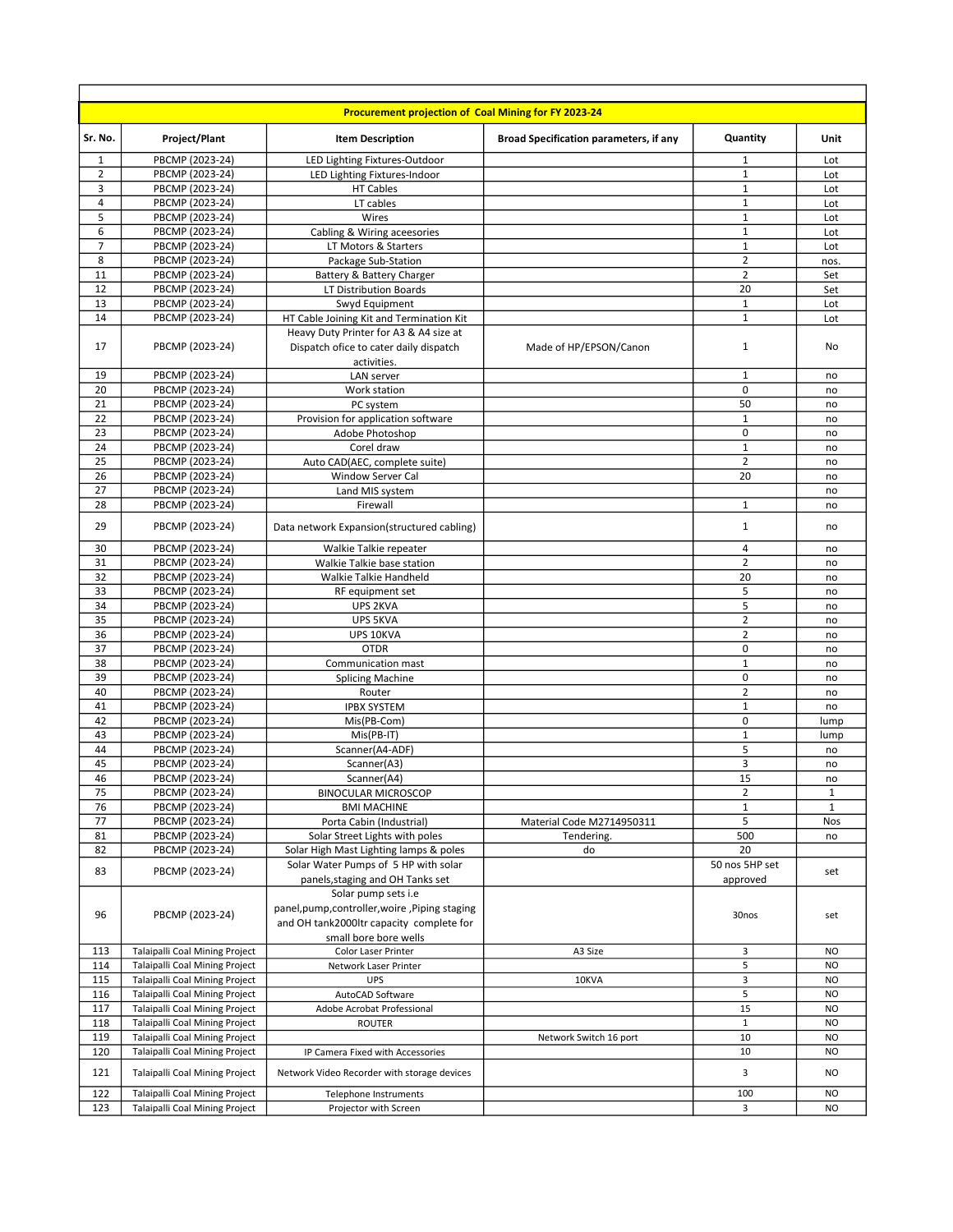**Procurement projection of Coal Mining for FY 2023-24**

| Sr. No. | Project/Plant | Item Description | Broad Specification parameters, if any | Quantity | Unit |
|---|---|---|---|---|---|
| 1 | PBCMP (2023-24) | LED Lighting Fixtures-Outdoor | | 1 | Lot |
| 2 | PBCMP (2023-24) | LED Lighting Fixtures-Indoor | | 1 | Lot |
| 3 | PBCMP (2023-24) | HT Cables | | 1 | Lot |
| 4 | PBCMP (2023-24) | LT cables | | 1 | Lot |
| 5 | PBCMP (2023-24) | Wires | | 1 | Lot |
| 6 | PBCMP (2023-24) | Cabling & Wiring aceesories | | 1 | Lot |
| 7 | PBCMP (2023-24) | LT Motors & Starters | | 1 | Lot |
| 8 | PBCMP (2023-24) | Package Sub-Station | | 2 | nos. |
| 11 | PBCMP (2023-24) | Battery & Battery Charger | | 2 | Set |
| 12 | PBCMP (2023-24) | LT Distribution Boards | | 20 | Set |
| 13 | PBCMP (2023-24) | Swyd Equipment | | 1 | Lot |
| 14 | PBCMP (2023-24) | HT Cable Joining Kit and Termination Kit | | 1 | Lot |
| 17 | PBCMP (2023-24) | Heavy Duty Printer for A3 & A4 size at Dispatch ofice to cater daily dispatch activities. | Made of HP/EPSON/Canon | 1 | No |
| 19 | PBCMP (2023-24) | LAN server | | 1 | no |
| 20 | PBCMP (2023-24) | Work station | | 0 | no |
| 21 | PBCMP (2023-24) | PC system | | 50 | no |
| 22 | PBCMP (2023-24) | Provision for application software | | 1 | no |
| 23 | PBCMP (2023-24) | Adobe Photoshop | | 0 | no |
| 24 | PBCMP (2023-24) | Corel draw | | 1 | no |
| 25 | PBCMP (2023-24) | Auto CAD(AEC, complete suite) | | 2 | no |
| 26 | PBCMP (2023-24) | Window Server Cal | | 20 | no |
| 27 | PBCMP (2023-24) | Land MIS system | | | no |
| 28 | PBCMP (2023-24) | Firewall | | 1 | no |
| 29 | PBCMP (2023-24) | Data network Expansion(structured cabling) | | 1 | no |
| 30 | PBCMP (2023-24) | Walkie Talkie repeater | | 4 | no |
| 31 | PBCMP (2023-24) | Walkie Talkie base station | | 2 | no |
| 32 | PBCMP (2023-24) | Walkie Talkie Handheld | | 20 | no |
| 33 | PBCMP (2023-24) | RF equipment set | | 5 | no |
| 34 | PBCMP (2023-24) | UPS 2KVA | | 5 | no |
| 35 | PBCMP (2023-24) | UPS 5KVA | | 2 | no |
| 36 | PBCMP (2023-24) | UPS 10KVA | | 2 | no |
| 37 | PBCMP (2023-24) | OTDR | | 0 | no |
| 38 | PBCMP (2023-24) | Communication mast | | 1 | no |
| 39 | PBCMP (2023-24) | Splicing Machine | | 0 | no |
| 40 | PBCMP (2023-24) | Router | | 2 | no |
| 41 | PBCMP (2023-24) | IPBX SYSTEM | | 1 | no |
| 42 | PBCMP (2023-24) | Mis(PB-Com) | | 0 | lump |
| 43 | PBCMP (2023-24) | Mis(PB-IT) | | 1 | lump |
| 44 | PBCMP (2023-24) | Scanner(A4-ADF) | | 5 | no |
| 45 | PBCMP (2023-24) | Scanner(A3) | | 3 | no |
| 46 | PBCMP (2023-24) | Scanner(A4) | | 15 | no |
| 75 | PBCMP (2023-24) | BINOCULAR MICROSCOP | | 2 | 1 |
| 76 | PBCMP (2023-24) | BMI MACHINE | | 1 | 1 |
| 77 | PBCMP (2023-24) | Porta Cabin (Industrial) | Material Code M2714950311 | 5 | Nos |
| 81 | PBCMP (2023-24) | Solar Street Lights with poles | Tendering. | 500 | no |
| 82 | PBCMP (2023-24) | Solar High Mast Lighting lamps & poles | do | 20 | |
| 83 | PBCMP (2023-24) | Solar Water Pumps of 5 HP with solar panels,staging and OH Tanks set | | 50 nos 5HP set approved | set |
| 96 | PBCMP (2023-24) | Solar pump sets i.e panel,pump,controller,woire ,Piping staging and OH tank2000ltr capacity complete for small bore bore wells | | 30nos | set |
| 113 | Talaipalli Coal Mining Project | Color Laser Printer | A3 Size | 3 | NO |
| 114 | Talaipalli Coal Mining Project | Network Laser Printer | | 5 | NO |
| 115 | Talaipalli Coal Mining Project | UPS | 10KVA | 3 | NO |
| 116 | Talaipalli Coal Mining Project | AutoCAD Software | | 5 | NO |
| 117 | Talaipalli Coal Mining Project | Adobe Acrobat Professional | | 15 | NO |
| 118 | Talaipalli Coal Mining Project | ROUTER | | 1 | NO |
| 119 | Talaipalli Coal Mining Project | | Network Switch 16 port | 10 | NO |
| 120 | Talaipalli Coal Mining Project | IP Camera Fixed with Accessories | | 10 | NO |
| 121 | Talaipalli Coal Mining Project | Network Video Recorder with storage devices | | 3 | NO |
| 122 | Talaipalli Coal Mining Project | Telephone Instruments | | 100 | NO |
| 123 | Talaipalli Coal Mining Project | Projector with Screen | | 3 | NO |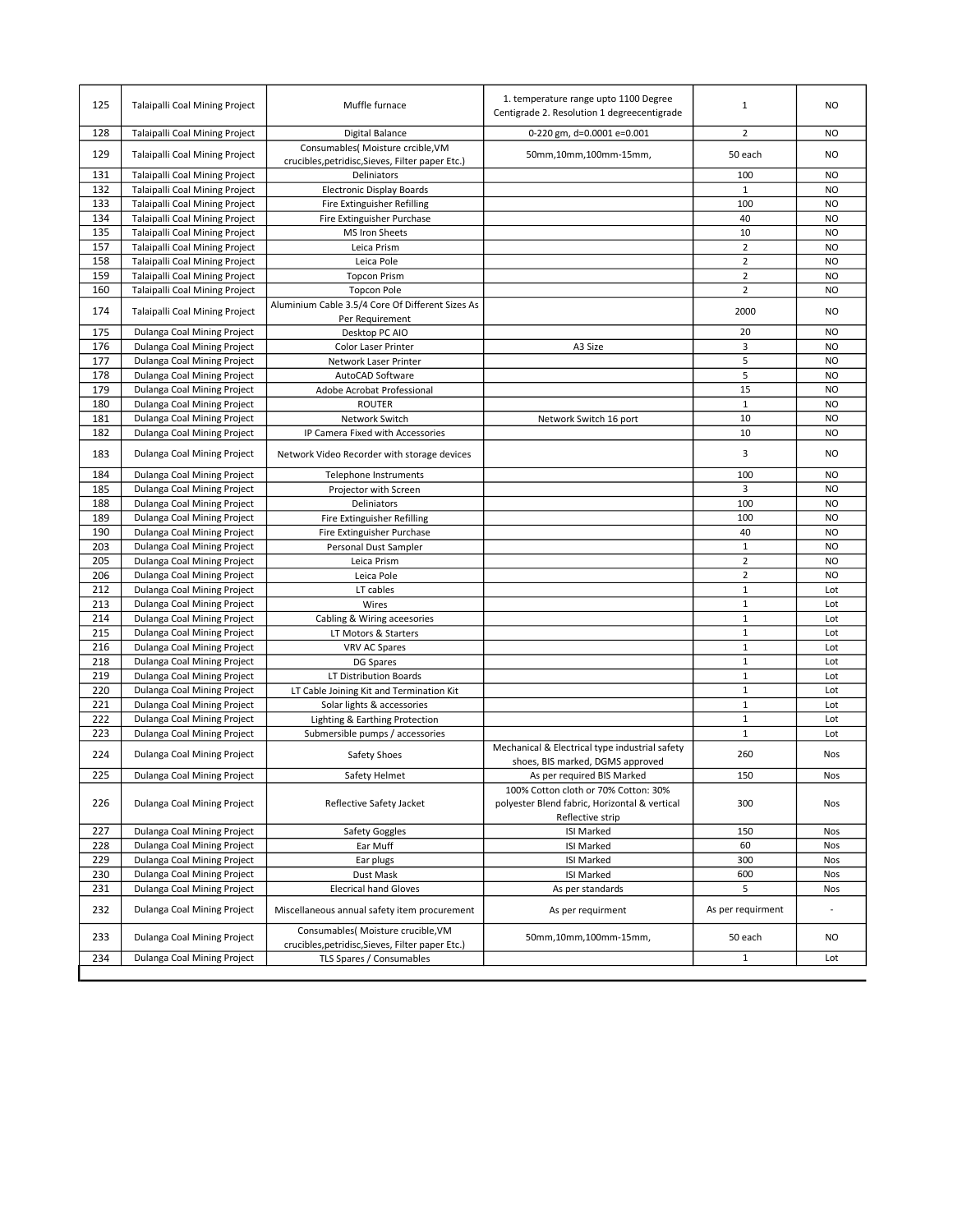| 125 | Talaipalli Coal Mining Project | Muffle furnace | 1. temperature range upto 1100 Degree Centigrade 2. Resolution 1 degreecentigrade | 1 | NO |
|---|---|---|---|---|---|
| 128 | Talaipalli Coal Mining Project | Digital Balance | 0-220 gm, d=0.0001 e=0.001 | 2 | NO |
| 129 | Talaipalli Coal Mining Project | Consumables( Moisture crcible,VM crucibles,petridisc,Sieves, Filter paper Etc.) | 50mm,10mm,100mm-15mm, | 50 each | NO |
| 131 | Talaipalli Coal Mining Project | Deliniators | | 100 | NO |
| 132 | Talaipalli Coal Mining Project | Electronic Display Boards | | 1 | NO |
| 133 | Talaipalli Coal Mining Project | Fire Extinguisher Refilling | | 100 | NO |
| 134 | Talaipalli Coal Mining Project | Fire Extinguisher Purchase | | 40 | NO |
| 135 | Talaipalli Coal Mining Project | MS Iron Sheets | | 10 | NO |
| 157 | Talaipalli Coal Mining Project | Leica Prism | | 2 | NO |
| 158 | Talaipalli Coal Mining Project | Leica Pole | | 2 | NO |
| 159 | Talaipalli Coal Mining Project | Topcon Prism | | 2 | NO |
| 160 | Talaipalli Coal Mining Project | Topcon Pole | | 2 | NO |
| 174 | Talaipalli Coal Mining Project | Aluminium Cable 3.5/4 Core Of Different Sizes As Per Requirement | | 2000 | NO |
| 175 | Dulanga Coal Mining Project | Desktop PC AIO | | 20 | NO |
| 176 | Dulanga Coal Mining Project | Color Laser Printer | A3 Size | 3 | NO |
| 177 | Dulanga Coal Mining Project | Network Laser Printer | | 5 | NO |
| 178 | Dulanga Coal Mining Project | AutoCAD Software | | 5 | NO |
| 179 | Dulanga Coal Mining Project | Adobe Acrobat Professional | | 15 | NO |
| 180 | Dulanga Coal Mining Project | ROUTER | | 1 | NO |
| 181 | Dulanga Coal Mining Project | Network Switch | Network Switch 16 port | 10 | NO |
| 182 | Dulanga Coal Mining Project | IP Camera Fixed with Accessories | | 10 | NO |
| 183 | Dulanga Coal Mining Project | Network Video Recorder with storage devices | | 3 | NO |
| 184 | Dulanga Coal Mining Project | Telephone Instruments | | 100 | NO |
| 185 | Dulanga Coal Mining Project | Projector with Screen | | 3 | NO |
| 188 | Dulanga Coal Mining Project | Deliniators | | 100 | NO |
| 189 | Dulanga Coal Mining Project | Fire Extinguisher Refilling | | 100 | NO |
| 190 | Dulanga Coal Mining Project | Fire Extinguisher Purchase | | 40 | NO |
| 203 | Dulanga Coal Mining Project | Personal Dust Sampler | | 1 | NO |
| 205 | Dulanga Coal Mining Project | Leica Prism | | 2 | NO |
| 206 | Dulanga Coal Mining Project | Leica Pole | | 2 | NO |
| 212 | Dulanga Coal Mining Project | LT cables | | 1 | Lot |
| 213 | Dulanga Coal Mining Project | Wires | | 1 | Lot |
| 214 | Dulanga Coal Mining Project | Cabling & Wiring aceesories | | 1 | Lot |
| 215 | Dulanga Coal Mining Project | LT Motors & Starters | | 1 | Lot |
| 216 | Dulanga Coal Mining Project | VRV AC Spares | | 1 | Lot |
| 218 | Dulanga Coal Mining Project | DG Spares | | 1 | Lot |
| 219 | Dulanga Coal Mining Project | LT Distribution Boards | | 1 | Lot |
| 220 | Dulanga Coal Mining Project | LT Cable Joining Kit and Termination Kit | | 1 | Lot |
| 221 | Dulanga Coal Mining Project | Solar lights & accessories | | 1 | Lot |
| 222 | Dulanga Coal Mining Project | Lighting & Earthing Protection | | 1 | Lot |
| 223 | Dulanga Coal Mining Project | Submersible pumps / accessories | | 1 | Lot |
| 224 | Dulanga Coal Mining Project | Safety Shoes | Mechanical & Electrical type industrial safety shoes, BIS marked, DGMS approved | 260 | Nos |
| 225 | Dulanga Coal Mining Project | Safety Helmet | As per required BIS Marked | 150 | Nos |
| 226 | Dulanga Coal Mining Project | Reflective Safety Jacket | 100% Cotton cloth or 70% Cotton: 30% polyester Blend fabric, Horizontal & vertical Reflective strip | 300 | Nos |
| 227 | Dulanga Coal Mining Project | Safety Goggles | ISI Marked | 150 | Nos |
| 228 | Dulanga Coal Mining Project | Ear Muff | ISI Marked | 60 | Nos |
| 229 | Dulanga Coal Mining Project | Ear plugs | ISI Marked | 300 | Nos |
| 230 | Dulanga Coal Mining Project | Dust Mask | ISI Marked | 600 | Nos |
| 231 | Dulanga Coal Mining Project | Elecrical hand Gloves | As per standards | 5 | Nos |
| 232 | Dulanga Coal Mining Project | Miscellaneous annual safety item procurement | As per requirment | As per requirment | - |
| 233 | Dulanga Coal Mining Project | Consumables( Moisture crucible,VM crucibles,petridisc,Sieves, Filter paper Etc.) | 50mm,10mm,100mm-15mm, | 50 each | NO |
| 234 | Dulanga Coal Mining Project | TLS Spares / Consumables | | 1 | Lot |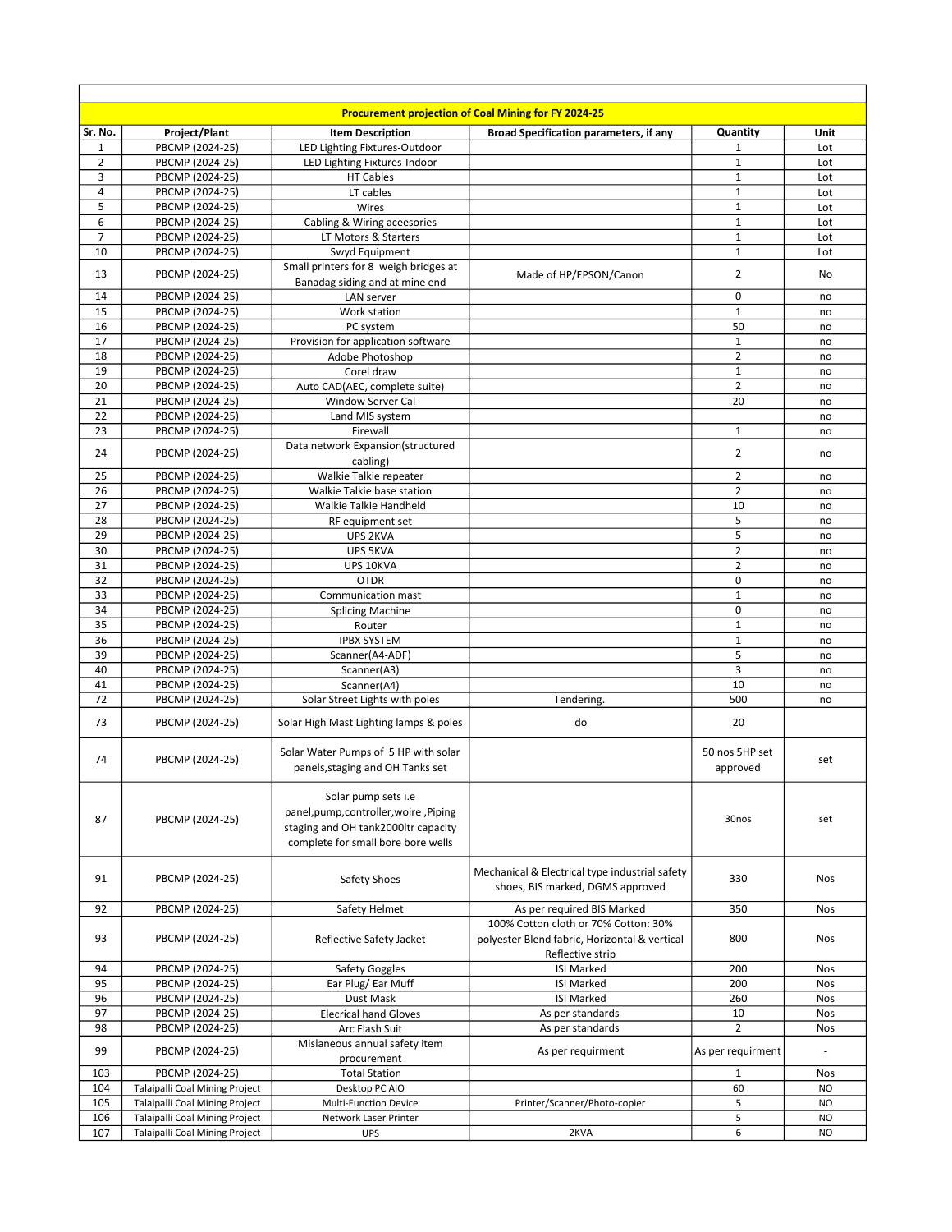| Procurement projection of Coal Mining for FY 2024-25 | | | | | |
|---|---|---|---|---|---|
| **Sr. No.** | **Project/Plant** | **Item Description** | **Broad Specification parameters, if any** | **Quantity** | **Unit** |
| 1 | PBCMP (2024-25) | LED Lighting Fixtures-Outdoor | | 1 | Lot |
| 2 | PBCMP (2024-25) | LED Lighting Fixtures-Indoor | | 1 | Lot |
| 3 | PBCMP (2024-25) | HT Cables | | 1 | Lot |
| 4 | PBCMP (2024-25) | LT cables | | 1 | Lot |
| 5 | PBCMP (2024-25) | Wires | | 1 | Lot |
| 6 | PBCMP (2024-25) | Cabling & Wiring aceesories | | 1 | Lot |
| 7 | PBCMP (2024-25) | LT Motors & Starters | | 1 | Lot |
| 10 | PBCMP (2024-25) | Swyd Equipment | | 1 | Lot |
| 13 | PBCMP (2024-25) | Small printers for 8 weigh bridges at Banadag siding and at mine end | Made of HP/EPSON/Canon | 2 | No |
| 14 | PBCMP (2024-25) | LAN server | | 0 | no |
| 15 | PBCMP (2024-25) | Work station | | 1 | no |
| 16 | PBCMP (2024-25) | PC system | | 50 | no |
| 17 | PBCMP (2024-25) | Provision for application software | | 1 | no |
| 18 | PBCMP (2024-25) | Adobe Photoshop | | 2 | no |
| 19 | PBCMP (2024-25) | Corel draw | | 1 | no |
| 20 | PBCMP (2024-25) | Auto CAD(AEC, complete suite) | | 2 | no |
| 21 | PBCMP (2024-25) | Window Server Cal | | 20 | no |
| 22 | PBCMP (2024-25) | Land MIS system | | | no |
| 23 | PBCMP (2024-25) | Firewall | | 1 | no |
| 24 | PBCMP (2024-25) | Data network Expansion(structured cabling) | | 2 | no |
| 25 | PBCMP (2024-25) | Walkie Talkie repeater | | 2 | no |
| 26 | PBCMP (2024-25) | Walkie Talkie base station | | 2 | no |
| 27 | PBCMP (2024-25) | Walkie Talkie Handheld | | 10 | no |
| 28 | PBCMP (2024-25) | RF equipment set | | 5 | no |
| 29 | PBCMP (2024-25) | UPS 2KVA | | 5 | no |
| 30 | PBCMP (2024-25) | UPS 5KVA | | 2 | no |
| 31 | PBCMP (2024-25) | UPS 10KVA | | 2 | no |
| 32 | PBCMP (2024-25) | OTDR | | 0 | no |
| 33 | PBCMP (2024-25) | Communication mast | | 1 | no |
| 34 | PBCMP (2024-25) | Splicing Machine | | 0 | no |
| 35 | PBCMP (2024-25) | Router | | 1 | no |
| 36 | PBCMP (2024-25) | IPBX SYSTEM | | 1 | no |
| 39 | PBCMP (2024-25) | Scanner(A4-ADF) | | 5 | no |
| 40 | PBCMP (2024-25) | Scanner(A3) | | 3 | no |
| 41 | PBCMP (2024-25) | Scanner(A4) | | 10 | no |
| 72 | PBCMP (2024-25) | Solar Street Lights with poles | Tendering. | 500 | no |
| 73 | PBCMP (2024-25) | Solar High Mast Lighting lamps & poles | do | 20 | |
| 74 | PBCMP (2024-25) | Solar Water Pumps of 5 HP with solar panels,staging and OH Tanks set | | 50 nos 5HP set approved | set |
| 87 | PBCMP (2024-25) | Solar pump sets i.e panel,pump,controller,woire ,Piping staging and OH tank2000ltr capacity complete for small bore bore wells | | 30nos | set |
| 91 | PBCMP (2024-25) | Safety Shoes | Mechanical & Electrical type industrial safety shoes, BIS marked, DGMS approved | 330 | Nos |
| 92 | PBCMP (2024-25) | Safety Helmet | As per required BIS Marked | 350 | Nos |
| 93 | PBCMP (2024-25) | Reflective Safety Jacket | 100% Cotton cloth or 70% Cotton: 30% polyester Blend fabric, Horizontal & vertical Reflective strip | 800 | Nos |
| 94 | PBCMP (2024-25) | Safety Goggles | ISI Marked | 200 | Nos |
| 95 | PBCMP (2024-25) | Ear Plug/ Ear Muff | ISI Marked | 200 | Nos |
| 96 | PBCMP (2024-25) | Dust Mask | ISI Marked | 260 | Nos |
| 97 | PBCMP (2024-25) | Elecrical hand Gloves | As per standards | 10 | Nos |
| 98 | PBCMP (2024-25) | Arc Flash Suit | As per standards | 2 | Nos |
| 99 | PBCMP (2024-25) | Mislaneous annual safety item procurement | As per requirment | As per requirment | - |
| 103 | PBCMP (2024-25) | Total Station | | 1 | Nos |
| 104 | Talaipalli Coal Mining Project | Desktop PC AIO | | 60 | NO |
| 105 | Talaipalli Coal Mining Project | Multi-Function Device | Printer/Scanner/Photo-copier | 5 | NO |
| 106 | Talaipalli Coal Mining Project | Network Laser Printer | | 5 | NO |
| 107 | Talaipalli Coal Mining Project | UPS | 2KVA | 6 | NO |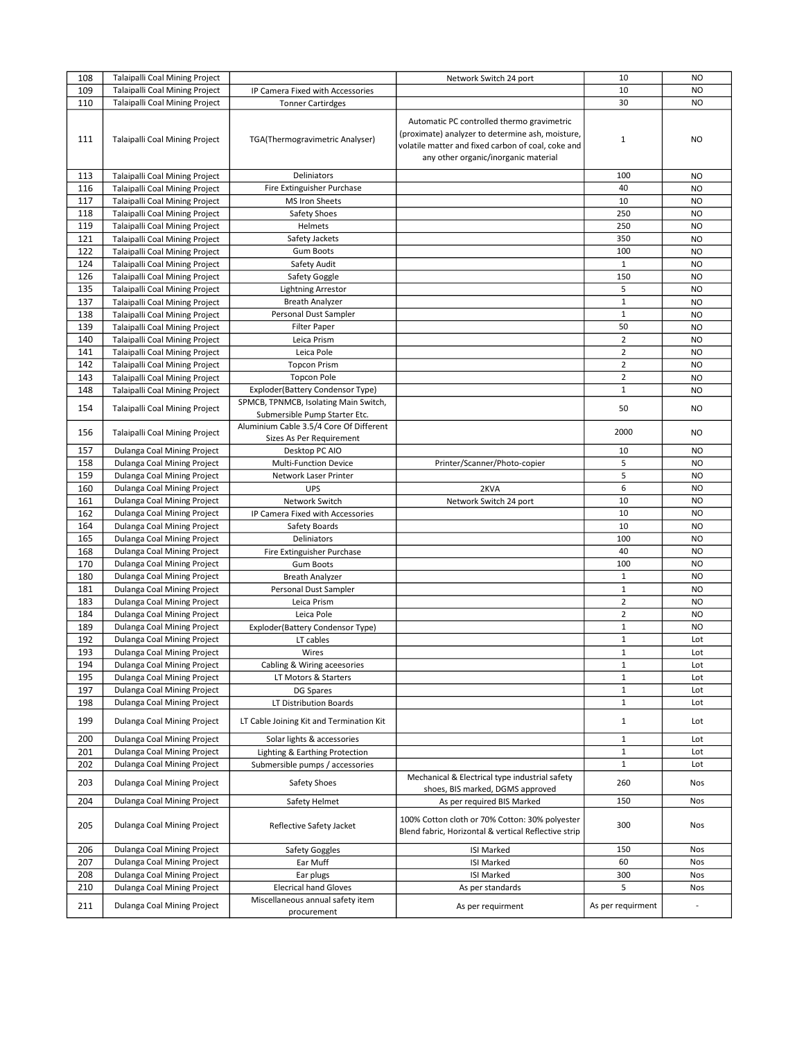| | | | | | |
|---|---|---|---|---|---|
| 108 | Talaipalli Coal Mining Project | | Network Switch 24 port | 10 | NO |
| 109 | Talaipalli Coal Mining Project | IP Camera Fixed with Accessories | | 10 | NO |
| 110 | Talaipalli Coal Mining Project | Tonner Cartirdges | | 30 | NO |
| 111 | Talaipalli Coal Mining Project | TGA(Thermogravimetric Analyser) | Automatic PC controlled thermo gravimetric (proximate) analyzer to determine ash, moisture, volatile matter and fixed carbon of coal, coke and any other organic/inorganic material | 1 | NO |
| 113 | Talaipalli Coal Mining Project | Deliniators | | 100 | NO |
| 116 | Talaipalli Coal Mining Project | Fire Extinguisher Purchase | | 40 | NO |
| 117 | Talaipalli Coal Mining Project | MS Iron Sheets | | 10 | NO |
| 118 | Talaipalli Coal Mining Project | Safety Shoes | | 250 | NO |
| 119 | Talaipalli Coal Mining Project | Helmets | | 250 | NO |
| 121 | Talaipalli Coal Mining Project | Safety Jackets | | 350 | NO |
| 122 | Talaipalli Coal Mining Project | Gum Boots | | 100 | NO |
| 124 | Talaipalli Coal Mining Project | Safety Audit | | 1 | NO |
| 126 | Talaipalli Coal Mining Project | Safety Goggle | | 150 | NO |
| 135 | Talaipalli Coal Mining Project | Lightning Arrestor | | 5 | NO |
| 137 | Talaipalli Coal Mining Project | Breath Analyzer | | 1 | NO |
| 138 | Talaipalli Coal Mining Project | Personal Dust Sampler | | 1 | NO |
| 139 | Talaipalli Coal Mining Project | Filter Paper | | 50 | NO |
| 140 | Talaipalli Coal Mining Project | Leica Prism | | 2 | NO |
| 141 | Talaipalli Coal Mining Project | Leica Pole | | 2 | NO |
| 142 | Talaipalli Coal Mining Project | Topcon Prism | | 2 | NO |
| 143 | Talaipalli Coal Mining Project | Topcon Pole | | 2 | NO |
| 148 | Talaipalli Coal Mining Project | Exploder(Battery Condensor Type) | | 1 | NO |
| 154 | Talaipalli Coal Mining Project | SPMCB, TPNMCB, Isolating Main Switch, Submersible Pump Starter Etc. | | 50 | NO |
| 156 | Talaipalli Coal Mining Project | Aluminium Cable 3.5/4 Core Of Different Sizes As Per Requirement | | 2000 | NO |
| 157 | Dulanga Coal Mining Project | Desktop PC AIO | | 10 | NO |
| 158 | Dulanga Coal Mining Project | Multi-Function Device | Printer/Scanner/Photo-copier | 5 | NO |
| 159 | Dulanga Coal Mining Project | Network Laser Printer | | 5 | NO |
| 160 | Dulanga Coal Mining Project | UPS | 2KVA | 6 | NO |
| 161 | Dulanga Coal Mining Project | Network Switch | Network Switch 24 port | 10 | NO |
| 162 | Dulanga Coal Mining Project | IP Camera Fixed with Accessories | | 10 | NO |
| 164 | Dulanga Coal Mining Project | Safety Boards | | 10 | NO |
| 165 | Dulanga Coal Mining Project | Deliniators | | 100 | NO |
| 168 | Dulanga Coal Mining Project | Fire Extinguisher Purchase | | 40 | NO |
| 170 | Dulanga Coal Mining Project | Gum Boots | | 100 | NO |
| 180 | Dulanga Coal Mining Project | Breath Analyzer | | 1 | NO |
| 181 | Dulanga Coal Mining Project | Personal Dust Sampler | | 1 | NO |
| 183 | Dulanga Coal Mining Project | Leica Prism | | 2 | NO |
| 184 | Dulanga Coal Mining Project | Leica Pole | | 2 | NO |
| 189 | Dulanga Coal Mining Project | Exploder(Battery Condensor Type) | | 1 | NO |
| 192 | Dulanga Coal Mining Project | LT cables | | 1 | Lot |
| 193 | Dulanga Coal Mining Project | Wires | | 1 | Lot |
| 194 | Dulanga Coal Mining Project | Cabling & Wiring aceesories | | 1 | Lot |
| 195 | Dulanga Coal Mining Project | LT Motors & Starters | | 1 | Lot |
| 197 | Dulanga Coal Mining Project | DG Spares | | 1 | Lot |
| 198 | Dulanga Coal Mining Project | LT Distribution Boards | | 1 | Lot |
| 199 | Dulanga Coal Mining Project | LT Cable Joining Kit and Termination Kit | | 1 | Lot |
| 200 | Dulanga Coal Mining Project | Solar lights & accessories | | 1 | Lot |
| 201 | Dulanga Coal Mining Project | Lighting & Earthing Protection | | 1 | Lot |
| 202 | Dulanga Coal Mining Project | Submersible pumps / accessories | | 1 | Lot |
| 203 | Dulanga Coal Mining Project | Safety Shoes | Mechanical & Electrical type industrial safety shoes, BIS marked, DGMS approved | 260 | Nos |
| 204 | Dulanga Coal Mining Project | Safety Helmet | As per required BIS Marked | 150 | Nos |
| 205 | Dulanga Coal Mining Project | Reflective Safety Jacket | 100% Cotton cloth or 70% Cotton: 30% polyester Blend fabric, Horizontal & vertical Reflective strip | 300 | Nos |
| 206 | Dulanga Coal Mining Project | Safety Goggles | ISI Marked | 150 | Nos |
| 207 | Dulanga Coal Mining Project | Ear Muff | ISI Marked | 60 | Nos |
| 208 | Dulanga Coal Mining Project | Ear plugs | ISI Marked | 300 | Nos |
| 210 | Dulanga Coal Mining Project | Elecrical hand Gloves | As per standards | 5 | Nos |
| 211 | Dulanga Coal Mining Project | Miscellaneous annual safety item procurement | As per requirment | As per requirment | - |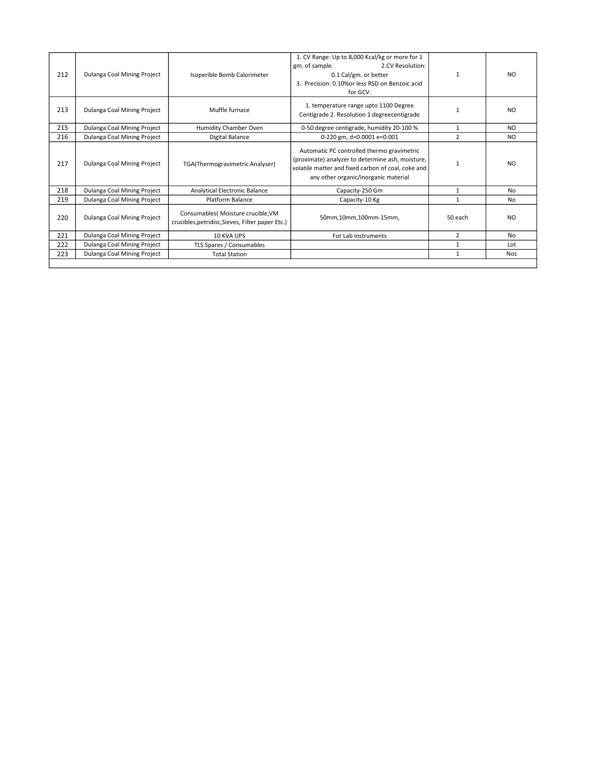| 212 | Dulanga Coal Mining Project | Isoperible Bomb Calorimeter | 1. CV Range: Up to 8,000 Kcal/kg or more for 1 gm. of sample. 2.CV Resolution: 0.1 Cal/gm. or better 3. Precision: 0.10%or less RSD on Benzoic acid for GCV. | 1 | NO |
|---|---|---|---|---|---|
| 213 | Dulanga Coal Mining Project | Muffle furnace | 1. temperature range upto 1100 Degree Centigrade 2. Resolution 1 degreecentigrade | 1 | NO |
| 215 | Dulanga Coal Mining Project | Humidity Chamber Oven | 0-50 degree centigrade, humidity 20-100 % | 1 | NO |
| 216 | Dulanga Coal Mining Project | Digital Balance | 0-220 gm, d=0.0001 e=0.001 | 2 | NO |
| 217 | Dulanga Coal Mining Project | TGA(Thermogravimetric Analyser) | Automatic PC controlled thermo gravimetric (proximate) analyzer to determine ash, moisture, volatile matter and fixed carbon of coal, coke and any other organic/inorganic material | 1 | NO |
| 218 | Dulanga Coal Mining Project | Analytical Electronic Balance | Capacity-250 Gm | 1 | No |
| 219 | Dulanga Coal Mining Project | Platform Balance | Capacity-10 Kg | 1 | No |
| 220 | Dulanga Coal Mining Project | Consumables( Moisture crucible,VM crucibles,petridisc,Sieves, Filter paper Etc.) | 50mm,10mm,100mm-15mm, | 50 each | NO |
| 221 | Dulanga Coal Mining Project | 10 KVA UPS | For Lab instruments | 2 | No |
| 222 | Dulanga Coal Mining Project | TLS Spares / Consumables | | 1 | Lot |
| 223 | Dulanga Coal Mining Project | Total Station | | 1 | Nos |
| | | | | | |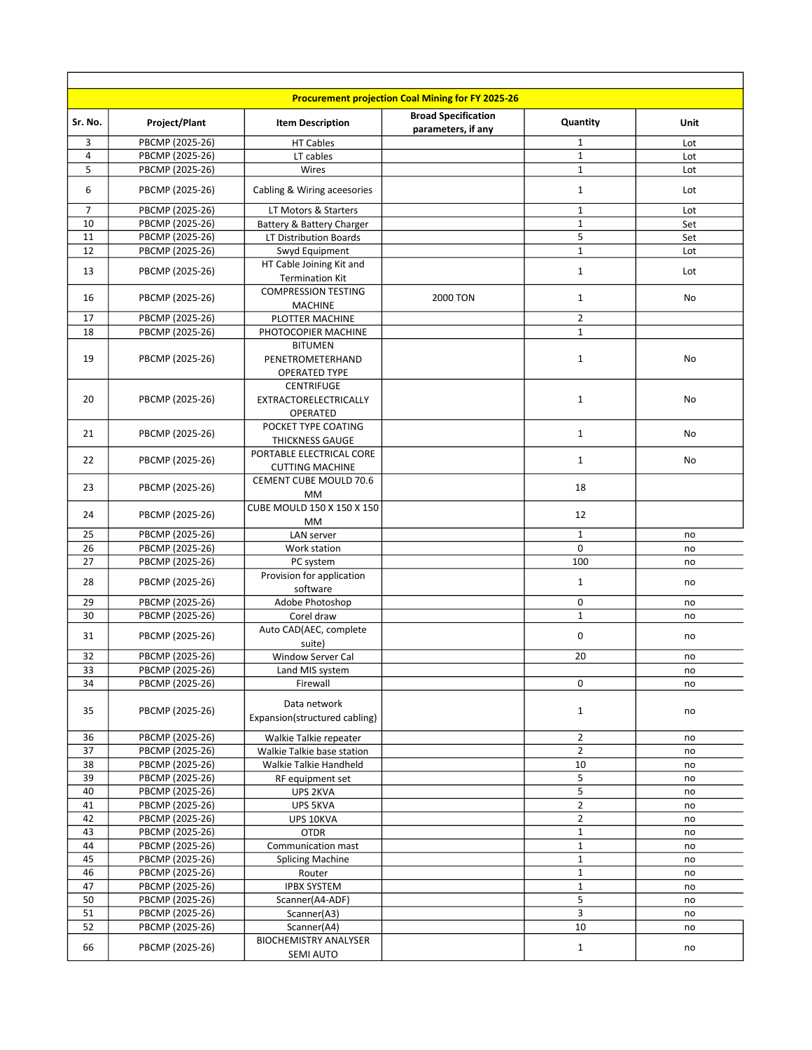| Procurement projection Coal Mining for FY 2025-26 | | | | | |
|---|---|---|---|---|---|
| **Sr. No.** | **Project/Plant** | **Item Description** | **Broad Specification parameters, if any** | **Quantity** | **Unit** |
| 3 | PBCMP (2025-26) | HT Cables | | 1 | Lot |
| 4 | PBCMP (2025-26) | LT cables | | 1 | Lot |
| 5 | PBCMP (2025-26) | Wires | | 1 | Lot |
| 6 | PBCMP (2025-26) | Cabling & Wiring aceesories | | 1 | Lot |
| 7 | PBCMP (2025-26) | LT Motors & Starters | | 1 | Lot |
| 10 | PBCMP (2025-26) | Battery & Battery Charger | | 1 | Set |
| 11 | PBCMP (2025-26) | LT Distribution Boards | | 5 | Set |
| 12 | PBCMP (2025-26) | Swyd Equipment | | 1 | Lot |
| 13 | PBCMP (2025-26) | HT Cable Joining Kit and Termination Kit | | 1 | Lot |
| 16 | PBCMP (2025-26) | COMPRESSION TESTING MACHINE | 2000 TON | 1 | No |
| 17 | PBCMP (2025-26) | PLOTTER MACHINE | | 2 | |
| 18 | PBCMP (2025-26) | PHOTOCOPIER MACHINE | | 1 | |
| 19 | PBCMP (2025-26) | BITUMEN PENETROMETERHAND OPERATED TYPE | | 1 | No |
| 20 | PBCMP (2025-26) | CENTRIFUGE EXTRACTORELECTRICALLY OPERATED | | 1 | No |
| 21 | PBCMP (2025-26) | POCKET TYPE COATING THICKNESS GAUGE | | 1 | No |
| 22 | PBCMP (2025-26) | PORTABLE ELECTRICAL CORE CUTTING MACHINE | | 1 | No |
| 23 | PBCMP (2025-26) | CEMENT CUBE MOULD 70.6 MM | | 18 | |
| 24 | PBCMP (2025-26) | CUBE MOULD 150 X 150 X 150 MM | | 12 | |
| 25 | PBCMP (2025-26) | LAN server | | 1 | no |
| 26 | PBCMP (2025-26) | Work station | | 0 | no |
| 27 | PBCMP (2025-26) | PC system | | 100 | no |
| 28 | PBCMP (2025-26) | Provision for application software | | 1 | no |
| 29 | PBCMP (2025-26) | Adobe Photoshop | | 0 | no |
| 30 | PBCMP (2025-26) | Corel draw | | 1 | no |
| 31 | PBCMP (2025-26) | Auto CAD(AEC, complete suite) | | 0 | no |
| 32 | PBCMP (2025-26) | Window Server Cal | | 20 | no |
| 33 | PBCMP (2025-26) | Land MIS system | | | no |
| 34 | PBCMP (2025-26) | Firewall | | 0 | no |
| 35 | PBCMP (2025-26) | Data network Expansion(structured cabling) | | 1 | no |
| 36 | PBCMP (2025-26) | Walkie Talkie repeater | | 2 | no |
| 37 | PBCMP (2025-26) | Walkie Talkie base station | | 2 | no |
| 38 | PBCMP (2025-26) | Walkie Talkie Handheld | | 10 | no |
| 39 | PBCMP (2025-26) | RF equipment set | | 5 | no |
| 40 | PBCMP (2025-26) | UPS 2KVA | | 5 | no |
| 41 | PBCMP (2025-26) | UPS 5KVA | | 2 | no |
| 42 | PBCMP (2025-26) | UPS 10KVA | | 2 | no |
| 43 | PBCMP (2025-26) | OTDR | | 1 | no |
| 44 | PBCMP (2025-26) | Communication mast | | 1 | no |
| 45 | PBCMP (2025-26) | Splicing Machine | | 1 | no |
| 46 | PBCMP (2025-26) | Router | | 1 | no |
| 47 | PBCMP (2025-26) | IPBX SYSTEM | | 1 | no |
| 50 | PBCMP (2025-26) | Scanner(A4-ADF) | | 5 | no |
| 51 | PBCMP (2025-26) | Scanner(A3) | | 3 | no |
| 52 | PBCMP (2025-26) | Scanner(A4) | | 10 | no |
| 66 | PBCMP (2025-26) | BIOCHEMISTRY ANALYSER SEMI AUTO | | 1 | no |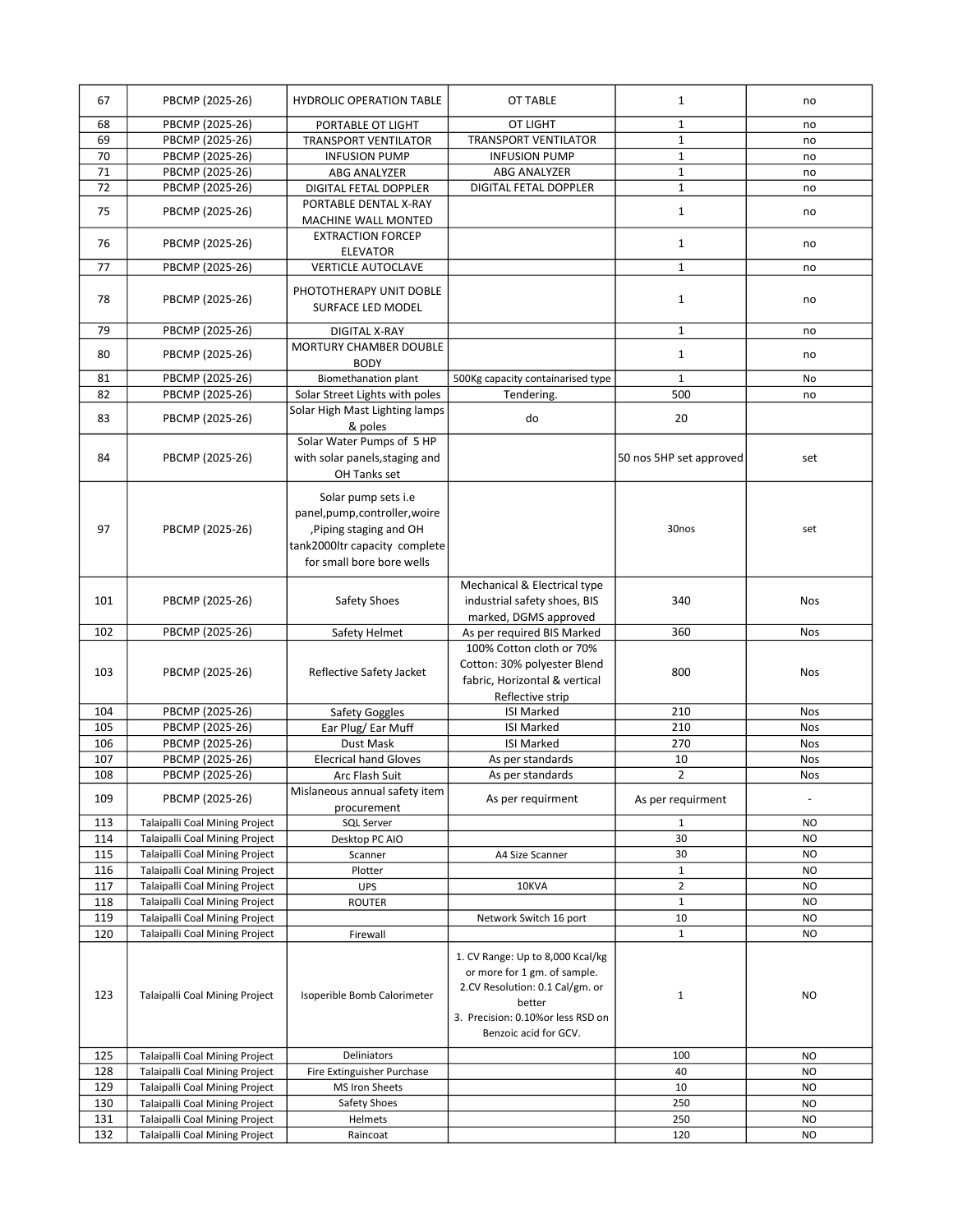| 67 | PBCMP (2025-26) | HYDROLIC OPERATION TABLE | OT TABLE | 1 | no |
|---|---|---|---|---|---|
| 68 | PBCMP (2025-26) | PORTABLE OT LIGHT | OT LIGHT | 1 | no |
| 69 | PBCMP (2025-26) | TRANSPORT VENTILATOR | TRANSPORT VENTILATOR | 1 | no |
| 70 | PBCMP (2025-26) | INFUSION PUMP | INFUSION PUMP | 1 | no |
| 71 | PBCMP (2025-26) | ABG ANALYZER | ABG ANALYZER | 1 | no |
| 72 | PBCMP (2025-26) | DIGITAL FETAL DOPPLER | DIGITAL FETAL DOPPLER | 1 | no |
| 75 | PBCMP (2025-26) | PORTABLE DENTAL X-RAY MACHINE WALL MONTED | | 1 | no |
| 76 | PBCMP (2025-26) | EXTRACTION FORCEP ELEVATOR | | 1 | no |
| 77 | PBCMP (2025-26) | VERTICLE AUTOCLAVE | | 1 | no |
| 78 | PBCMP (2025-26) | PHOTOTHERAPY UNIT DOBLE SURFACE LED MODEL | | 1 | no |
| 79 | PBCMP (2025-26) | DIGITAL X-RAY | | 1 | no |
| 80 | PBCMP (2025-26) | MORTURY CHAMBER DOUBLE BODY | | 1 | no |
| 81 | PBCMP (2025-26) | Biomethanation plant | 500Kg capacity containarised type | 1 | No |
| 82 | PBCMP (2025-26) | Solar Street Lights with poles | Tendering. | 500 | no |
| 83 | PBCMP (2025-26) | Solar High Mast Lighting lamps & poles | do | 20 | |
| 84 | PBCMP (2025-26) | Solar Water Pumps of 5 HP with solar panels,staging and OH Tanks set | | 50 nos 5HP set approved | set |
| 97 | PBCMP (2025-26) | Solar pump sets i.e panel,pump,controller,woire ,Piping staging and OH tank2000ltr capacity complete for small bore bore wells | | 30nos | set |
| 101 | PBCMP (2025-26) | Safety Shoes | Mechanical & Electrical type industrial safety shoes, BIS marked, DGMS approved | 340 | Nos |
| 102 | PBCMP (2025-26) | Safety Helmet | As per required BIS Marked | 360 | Nos |
| 103 | PBCMP (2025-26) | Reflective Safety Jacket | 100% Cotton cloth or 70% Cotton: 30% polyester Blend fabric, Horizontal & vertical Reflective strip | 800 | Nos |
| 104 | PBCMP (2025-26) | Safety Goggles | ISI Marked | 210 | Nos |
| 105 | PBCMP (2025-26) | Ear Plug/ Ear Muff | ISI Marked | 210 | Nos |
| 106 | PBCMP (2025-26) | Dust Mask | ISI Marked | 270 | Nos |
| 107 | PBCMP (2025-26) | Elecrical hand Gloves | As per standards | 10 | Nos |
| 108 | PBCMP (2025-26) | Arc Flash Suit | As per standards | 2 | Nos |
| 109 | PBCMP (2025-26) | Mislaneous annual safety item procurement | As per requirment | As per requirment | - |
| 113 | Talaipalli Coal Mining Project | SQL Server | | 1 | NO |
| 114 | Talaipalli Coal Mining Project | Desktop PC AIO | | 30 | NO |
| 115 | Talaipalli Coal Mining Project | Scanner | A4 Size Scanner | 30 | NO |
| 116 | Talaipalli Coal Mining Project | Plotter | | 1 | NO |
| 117 | Talaipalli Coal Mining Project | UPS | 10KVA | 2 | NO |
| 118 | Talaipalli Coal Mining Project | ROUTER | | 1 | NO |
| 119 | Talaipalli Coal Mining Project | | Network Switch 16 port | 10 | NO |
| 120 | Talaipalli Coal Mining Project | Firewall | | 1 | NO |
| 123 | Talaipalli Coal Mining Project | Isoperible Bomb Calorimeter | 1. CV Range: Up to 8,000 Kcal/kg or more for 1 gm. of sample. 2.CV Resolution: 0.1 Cal/gm. or better 3. Precision: 0.10%or less RSD on Benzoic acid for GCV. | 1 | NO |
| 125 | Talaipalli Coal Mining Project | Deliniators | | 100 | NO |
| 128 | Talaipalli Coal Mining Project | Fire Extinguisher Purchase | | 40 | NO |
| 129 | Talaipalli Coal Mining Project | MS Iron Sheets | | 10 | NO |
| 130 | Talaipalli Coal Mining Project | Safety Shoes | | 250 | NO |
| 131 | Talaipalli Coal Mining Project | Helmets | | 250 | NO |
| 132 | Talaipalli Coal Mining Project | Raincoat | | 120 | NO |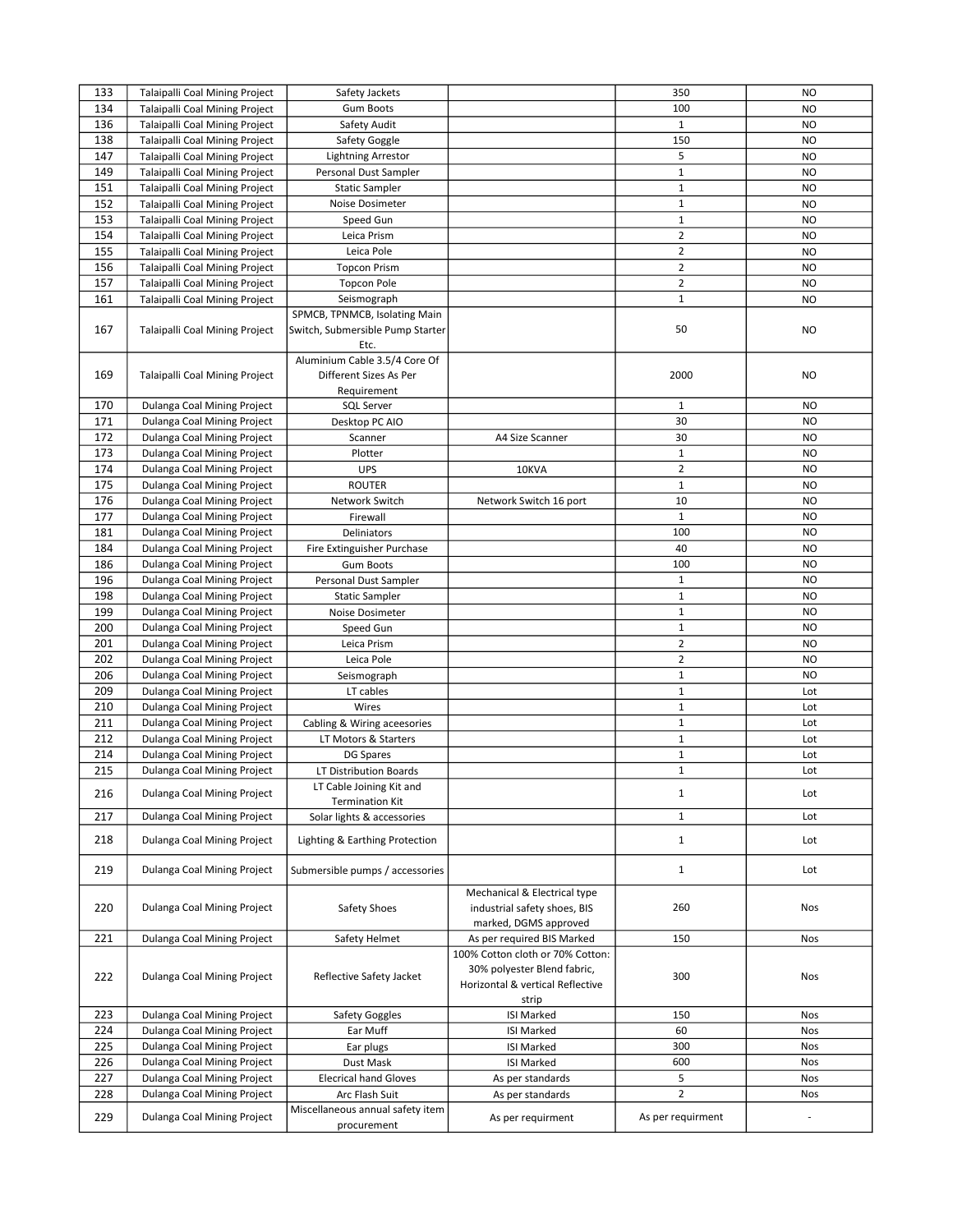| | | | | | |
|---|---|---|---|---|---|
| 133 | Talaipalli Coal Mining Project | Safety Jackets | | 350 | NO |
| 134 | Talaipalli Coal Mining Project | Gum Boots | | 100 | NO |
| 136 | Talaipalli Coal Mining Project | Safety Audit | | 1 | NO |
| 138 | Talaipalli Coal Mining Project | Safety Goggle | | 150 | NO |
| 147 | Talaipalli Coal Mining Project | Lightning Arrestor | | 5 | NO |
| 149 | Talaipalli Coal Mining Project | Personal Dust Sampler | | 1 | NO |
| 151 | Talaipalli Coal Mining Project | Static Sampler | | 1 | NO |
| 152 | Talaipalli Coal Mining Project | Noise Dosimeter | | 1 | NO |
| 153 | Talaipalli Coal Mining Project | Speed Gun | | 1 | NO |
| 154 | Talaipalli Coal Mining Project | Leica Prism | | 2 | NO |
| 155 | Talaipalli Coal Mining Project | Leica Pole | | 2 | NO |
| 156 | Talaipalli Coal Mining Project | Topcon Prism | | 2 | NO |
| 157 | Talaipalli Coal Mining Project | Topcon Pole | | 2 | NO |
| 161 | Talaipalli Coal Mining Project | Seismograph | | 1 | NO |
| 167 | Talaipalli Coal Mining Project | SPMCB, TPNMCB, Isolating Main Switch, Submersible Pump Starter Etc. | | 50 | NO |
| 169 | Talaipalli Coal Mining Project | Aluminium Cable 3.5/4 Core Of Different Sizes As Per Requirement | | 2000 | NO |
| 170 | Dulanga Coal Mining Project | SQL Server | | 1 | NO |
| 171 | Dulanga Coal Mining Project | Desktop PC AIO | | 30 | NO |
| 172 | Dulanga Coal Mining Project | Scanner | A4 Size Scanner | 30 | NO |
| 173 | Dulanga Coal Mining Project | Plotter | | 1 | NO |
| 174 | Dulanga Coal Mining Project | UPS | 10KVA | 2 | NO |
| 175 | Dulanga Coal Mining Project | ROUTER | | 1 | NO |
| 176 | Dulanga Coal Mining Project | Network Switch | Network Switch 16 port | 10 | NO |
| 177 | Dulanga Coal Mining Project | Firewall | | 1 | NO |
| 181 | Dulanga Coal Mining Project | Deliniators | | 100 | NO |
| 184 | Dulanga Coal Mining Project | Fire Extinguisher Purchase | | 40 | NO |
| 186 | Dulanga Coal Mining Project | Gum Boots | | 100 | NO |
| 196 | Dulanga Coal Mining Project | Personal Dust Sampler | | 1 | NO |
| 198 | Dulanga Coal Mining Project | Static Sampler | | 1 | NO |
| 199 | Dulanga Coal Mining Project | Noise Dosimeter | | 1 | NO |
| 200 | Dulanga Coal Mining Project | Speed Gun | | 1 | NO |
| 201 | Dulanga Coal Mining Project | Leica Prism | | 2 | NO |
| 202 | Dulanga Coal Mining Project | Leica Pole | | 2 | NO |
| 206 | Dulanga Coal Mining Project | Seismograph | | 1 | NO |
| 209 | Dulanga Coal Mining Project | LT cables | | 1 | Lot |
| 210 | Dulanga Coal Mining Project | Wires | | 1 | Lot |
| 211 | Dulanga Coal Mining Project | Cabling & Wiring aceesories | | 1 | Lot |
| 212 | Dulanga Coal Mining Project | LT Motors & Starters | | 1 | Lot |
| 214 | Dulanga Coal Mining Project | DG Spares | | 1 | Lot |
| 215 | Dulanga Coal Mining Project | LT Distribution Boards | | 1 | Lot |
| 216 | Dulanga Coal Mining Project | LT Cable Joining Kit and Termination Kit | | 1 | Lot |
| 217 | Dulanga Coal Mining Project | Solar lights & accessories | | 1 | Lot |
| 218 | Dulanga Coal Mining Project | Lighting & Earthing Protection | | 1 | Lot |
| 219 | Dulanga Coal Mining Project | Submersible pumps / accessories | | 1 | Lot |
| 220 | Dulanga Coal Mining Project | Safety Shoes | Mechanical & Electrical type industrial safety shoes, BIS marked, DGMS approved | 260 | Nos |
| 221 | Dulanga Coal Mining Project | Safety Helmet | As per required BIS Marked | 150 | Nos |
| 222 | Dulanga Coal Mining Project | Reflective Safety Jacket | 100% Cotton cloth or 70% Cotton: 30% polyester Blend fabric, Horizontal & vertical Reflective strip | 300 | Nos |
| 223 | Dulanga Coal Mining Project | Safety Goggles | ISI Marked | 150 | Nos |
| 224 | Dulanga Coal Mining Project | Ear Muff | ISI Marked | 60 | Nos |
| 225 | Dulanga Coal Mining Project | Ear plugs | ISI Marked | 300 | Nos |
| 226 | Dulanga Coal Mining Project | Dust Mask | ISI Marked | 600 | Nos |
| 227 | Dulanga Coal Mining Project | Elecrical hand Gloves | As per standards | 5 | Nos |
| 228 | Dulanga Coal Mining Project | Arc Flash Suit | As per standards | 2 | Nos |
| 229 | Dulanga Coal Mining Project | Miscellaneous annual safety item procurement | As per requirment | As per requirment | - |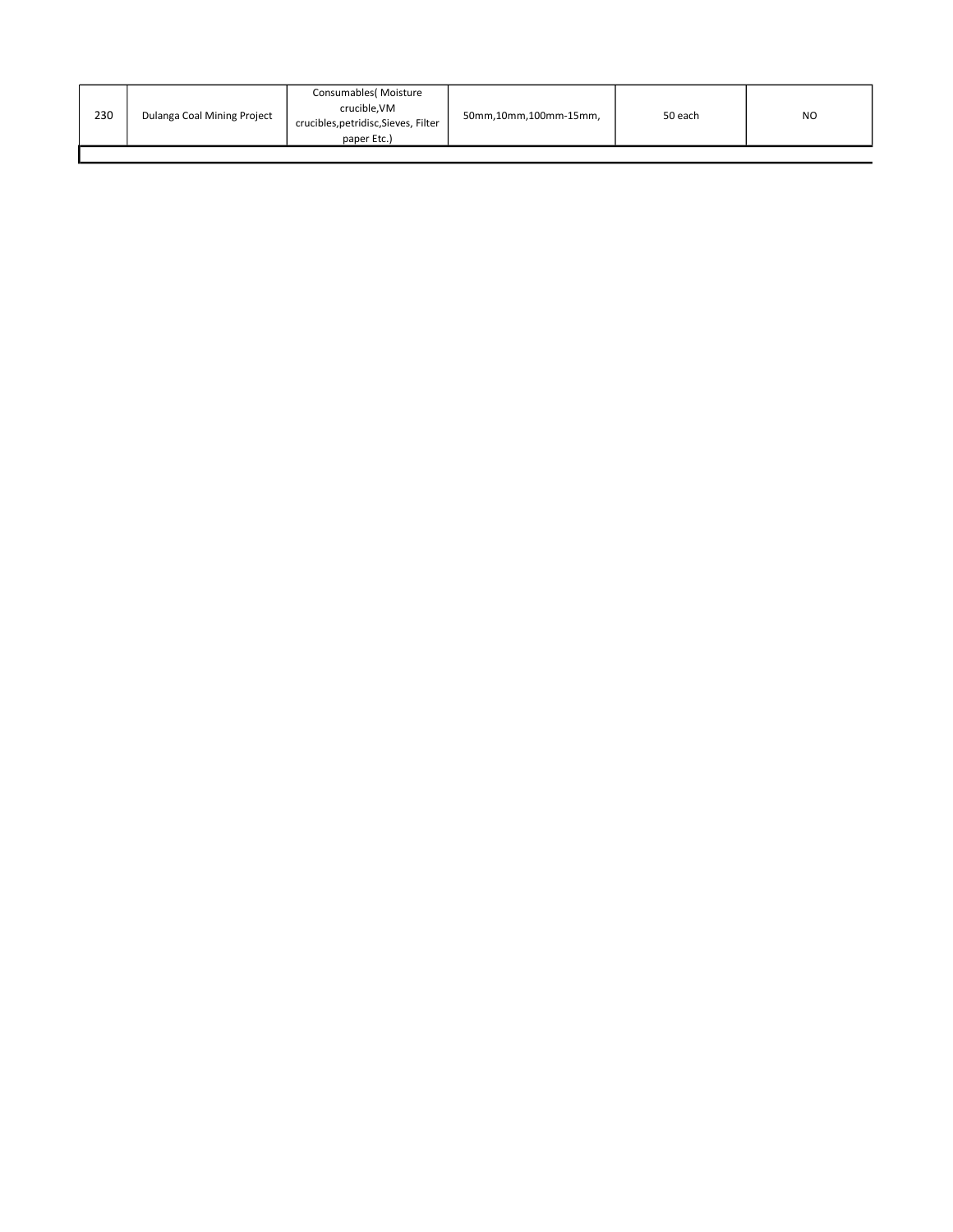| | | | | | |
|---|---|---|---|---|---|
| 230 | Dulanga Coal Mining Project | Consumables( Moisture crucible,VM crucibles,petridisc,Sieves, Filter paper Etc.) | 50mm,10mm,100mm-15mm, | 50 each | NO |